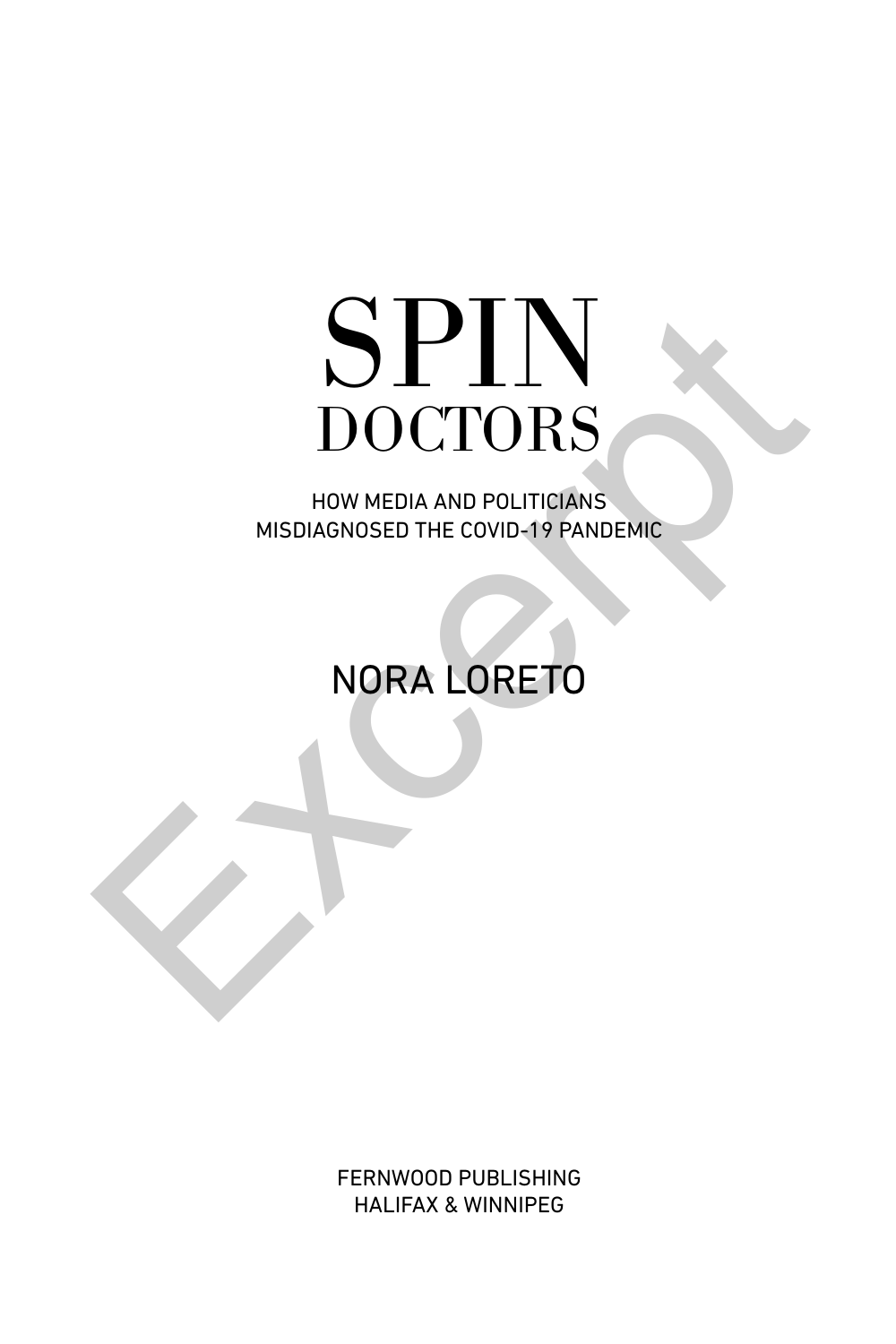# SPIN DOCTORS

HOW MEDIA AND POLITICIANS
MISDIAGNOSED THE COVID-19 PANDEMIC

NORA LORETO

FERNWOOD PUBLISHING
HALIFAX & WINNIPEG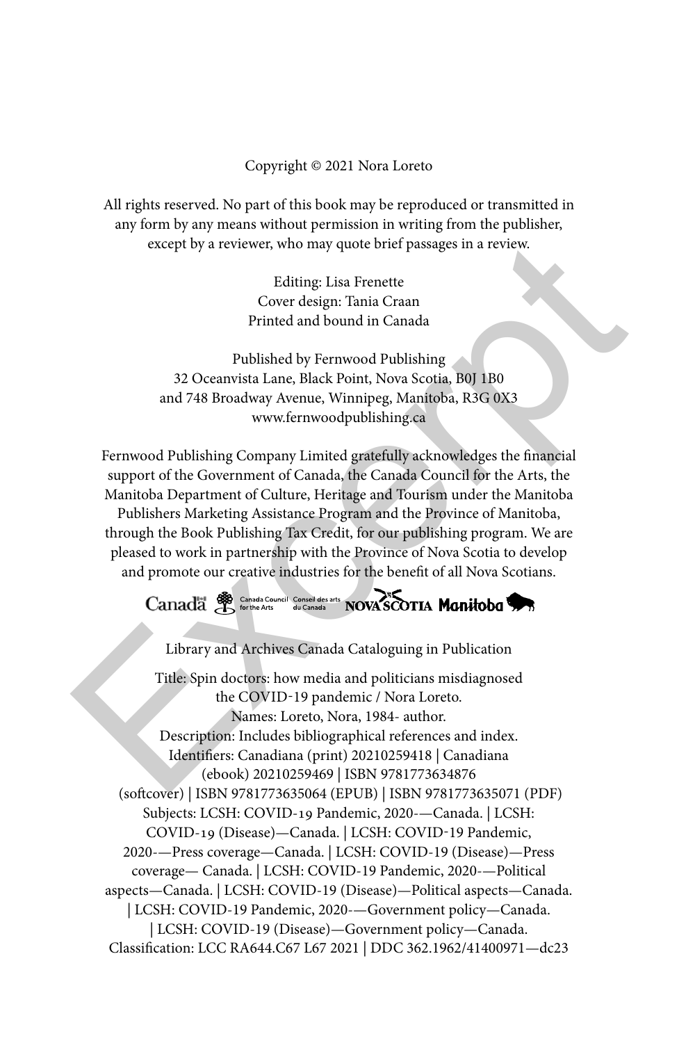Copyright © 2021 Nora Loreto

All rights reserved. No part of this book may be reproduced or transmitted in any form by any means without permission in writing from the publisher, except by a reviewer, who may quote brief passages in a review.

Editing: Lisa Frenette
Cover design: Tania Craan
Printed and bound in Canada

Published by Fernwood Publishing
32 Oceanvista Lane, Black Point, Nova Scotia, B0J 1B0
and 748 Broadway Avenue, Winnipeg, Manitoba, R3G 0X3
www.fernwoodpublishing.ca

Fernwood Publishing Company Limited gratefully acknowledges the financial support of the Government of Canada, the Canada Council for the Arts, the Manitoba Department of Culture, Heritage and Tourism under the Manitoba Publishers Marketing Assistance Program and the Province of Manitoba, through the Book Publishing Tax Credit, for our publishing program. We are pleased to work in partnership with the Province of Nova Scotia to develop and promote our creative industries for the benefit of all Nova Scotians.

Canada | Canada Council for the Arts | Conseil des arts du Canada | NOVA SCOTIA | Manitoba

Library and Archives Canada Cataloguing in Publication

Title: Spin doctors: how media and politicians misdiagnosed the COVID-19 pandemic / Nora Loreto.
Names: Loreto, Nora, 1984- author.
Description: Includes bibliographical references and index.
Identifiers: Canadiana (print) 20210259418 | Canadiana (ebook) 20210259469 | ISBN 9781773634876 (softcover) | ISBN 9781773635064 (EPUB) | ISBN 9781773635071 (PDF)
Subjects: LCSH: COVID-19 Pandemic, 2020-—Canada. | LCSH: COVID-19 (Disease)—Canada. | LCSH: COVID-19 Pandemic, 2020-—Press coverage—Canada. | LCSH: COVID-19 (Disease)—Press coverage— Canada. | LCSH: COVID-19 Pandemic, 2020-—Political aspects—Canada. | LCSH: COVID-19 (Disease)—Political aspects—Canada. | LCSH: COVID-19 Pandemic, 2020-—Government policy—Canada. | LCSH: COVID-19 (Disease)—Government policy—Canada.
Classification: LCC RA644.C67 L67 2021 | DDC 362.1962/41400971—dc23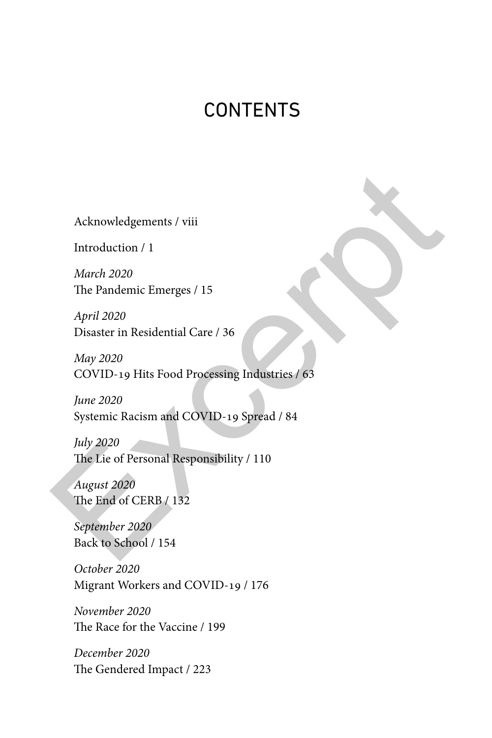# CONTENTS

Acknowledgements / viii

Introduction / 1

*March 2020*
The Pandemic Emerges / 15

*April 2020*
Disaster in Residential Care / 36

*May 2020*
COVID-19 Hits Food Processing Industries / 63

*June 2020*
Systemic Racism and COVID-19 Spread / 84

*July 2020*
The Lie of Personal Responsibility / 110

*August 2020*
The End of CERB / 132

*September 2020*
Back to School / 154

*October 2020*
Migrant Workers and COVID-19 / 176

*November 2020*
The Race for the Vaccine / 199

*December 2020*
The Gendered Impact / 223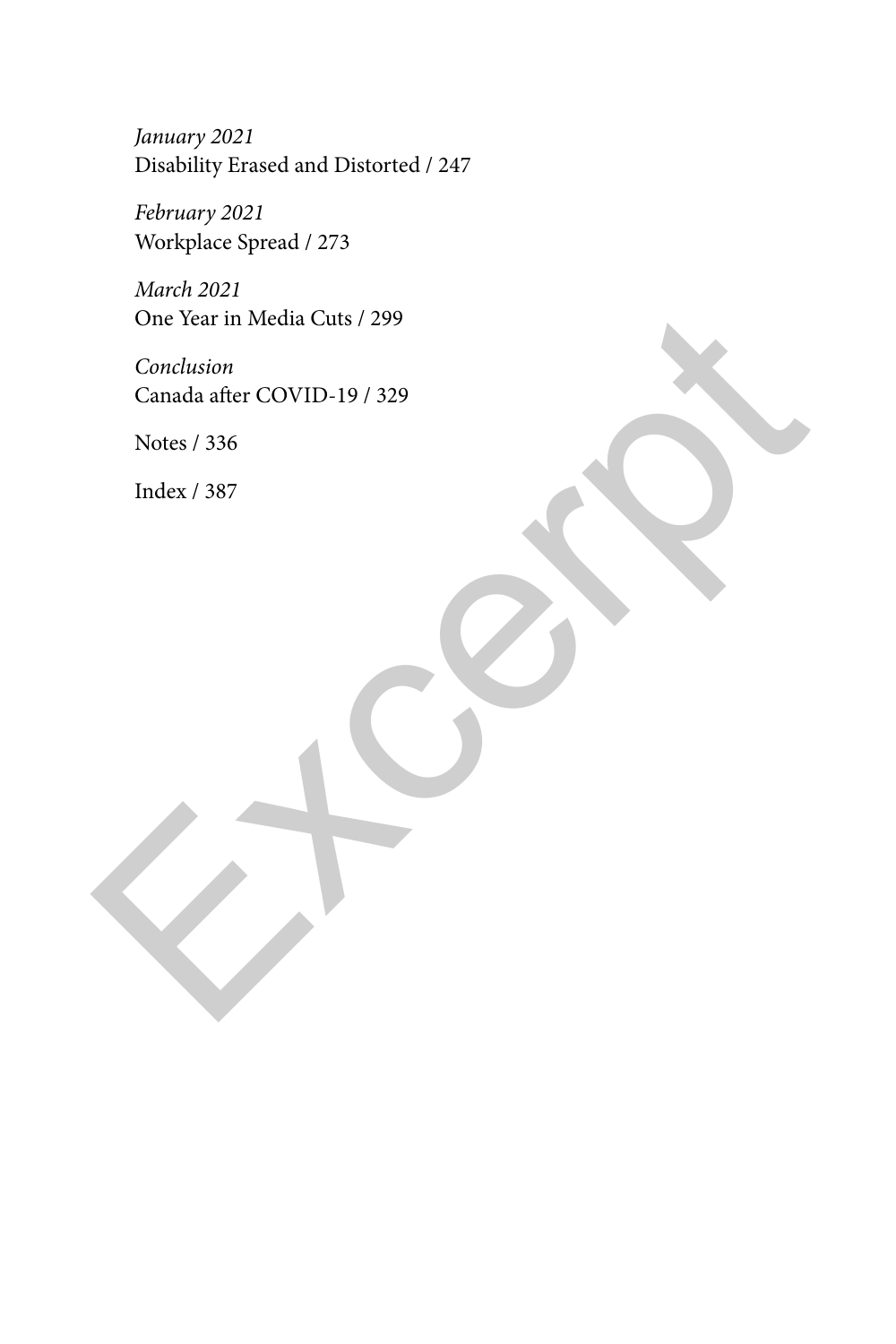*January 2021*
Disability Erased and Distorted / 247

*February 2021*
Workplace Spread / 273

*March 2021*
One Year in Media Cuts / 299

*Conclusion*
Canada after COVID-19 / 329

Notes / 336

Index / 387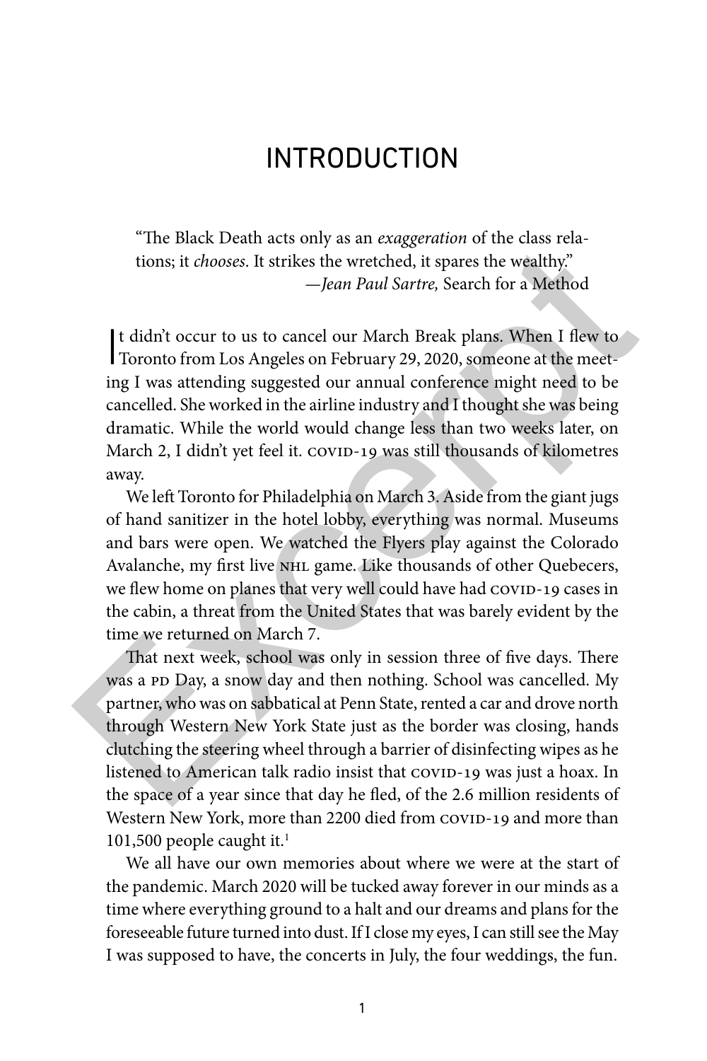# INTRODUCTION

> "The Black Death acts only as an *exaggeration* of the class relations; it *chooses*. It strikes the wretched, it spares the wealthy."
> —*Jean Paul Sartre,* Search for a Method

It didn't occur to us to cancel our March Break plans. When I flew to Toronto from Los Angeles on February 29, 2020, someone at the meeting I was attending suggested our annual conference might need to be cancelled. She worked in the airline industry and I thought she was being dramatic. While the world would change less than two weeks later, on March 2, I didn't yet feel it. COVID-19 was still thousands of kilometres away.

We left Toronto for Philadelphia on March 3. Aside from the giant jugs of hand sanitizer in the hotel lobby, everything was normal. Museums and bars were open. We watched the Flyers play against the Colorado Avalanche, my first live NHL game. Like thousands of other Quebecers, we flew home on planes that very well could have had COVID-19 cases in the cabin, a threat from the United States that was barely evident by the time we returned on March 7.

That next week, school was only in session three of five days. There was a PD Day, a snow day and then nothing. School was cancelled. My partner, who was on sabbatical at Penn State, rented a car and drove north through Western New York State just as the border was closing, hands clutching the steering wheel through a barrier of disinfecting wipes as he listened to American talk radio insist that COVID-19 was just a hoax. In the space of a year since that day he fled, of the 2.6 million residents of Western New York, more than 2200 died from COVID-19 and more than 101,500 people caught it.[1]

We all have our own memories about where we were at the start of the pandemic. March 2020 will be tucked away forever in our minds as a time where everything ground to a halt and our dreams and plans for the foreseeable future turned into dust. If I close my eyes, I can still see the May I was supposed to have, the concerts in July, the four weddings, the fun.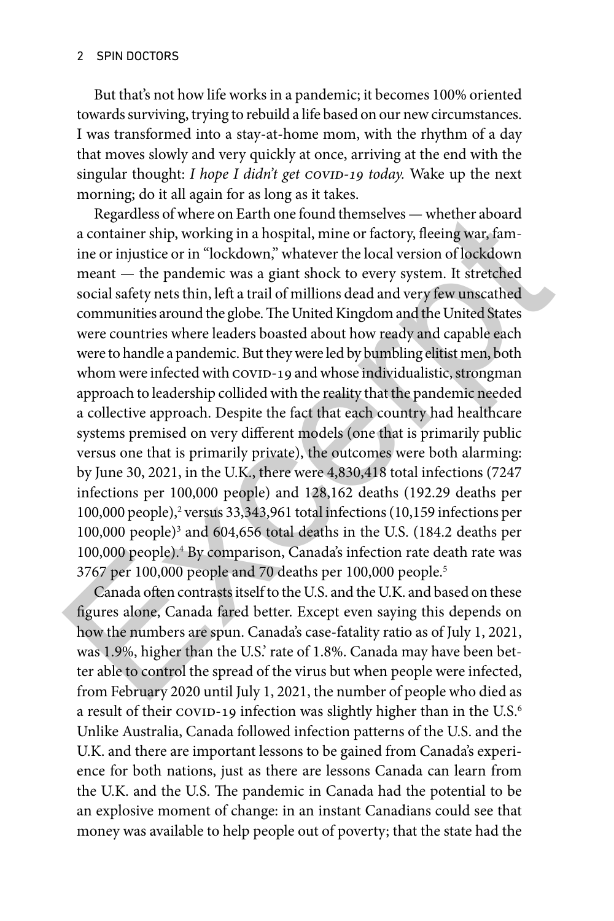But that's not how life works in a pandemic; it becomes 100% oriented towards surviving, trying to rebuild a life based on our new circumstances. I was transformed into a stay-at-home mom, with the rhythm of a day that moves slowly and very quickly at once, arriving at the end with the singular thought: *I hope I didn't get COVID-19 today.* Wake up the next morning; do it all again for as long as it takes.

Regardless of where on Earth one found themselves — whether aboard a container ship, working in a hospital, mine or factory, fleeing war, famine or injustice or in "lockdown," whatever the local version of lockdown meant — the pandemic was a giant shock to every system. It stretched social safety nets thin, left a trail of millions dead and very few unscathed communities around the globe. The United Kingdom and the United States were countries where leaders boasted about how ready and capable each were to handle a pandemic. But they were led by bumbling elitist men, both whom were infected with COVID-19 and whose individualistic, strongman approach to leadership collided with the reality that the pandemic needed a collective approach. Despite the fact that each country had healthcare systems premised on very different models (one that is primarily public versus one that is primarily private), the outcomes were both alarming: by June 30, 2021, in the U.K., there were 4,830,418 total infections (7247 infections per 100,000 people) and 128,162 deaths (192.29 deaths per 100,000 people),[2] versus 33,343,961 total infections (10,159 infections per 100,000 people)[3] and 604,656 total deaths in the U.S. (184.2 deaths per 100,000 people).[4] By comparison, Canada's infection rate death rate was 3767 per 100,000 people and 70 deaths per 100,000 people.[5]

Canada often contrasts itself to the U.S. and the U.K. and based on these figures alone, Canada fared better. Except even saying this depends on how the numbers are spun. Canada's case-fatality ratio as of July 1, 2021, was 1.9%, higher than the U.S.' rate of 1.8%. Canada may have been better able to control the spread of the virus but when people were infected, from February 2020 until July 1, 2021, the number of people who died as a result of their COVID-19 infection was slightly higher than in the U.S.[6] Unlike Australia, Canada followed infection patterns of the U.S. and the U.K. and there are important lessons to be gained from Canada's experience for both nations, just as there are lessons Canada can learn from the U.K. and the U.S. The pandemic in Canada had the potential to be an explosive moment of change: in an instant Canadians could see that money was available to help people out of poverty; that the state had the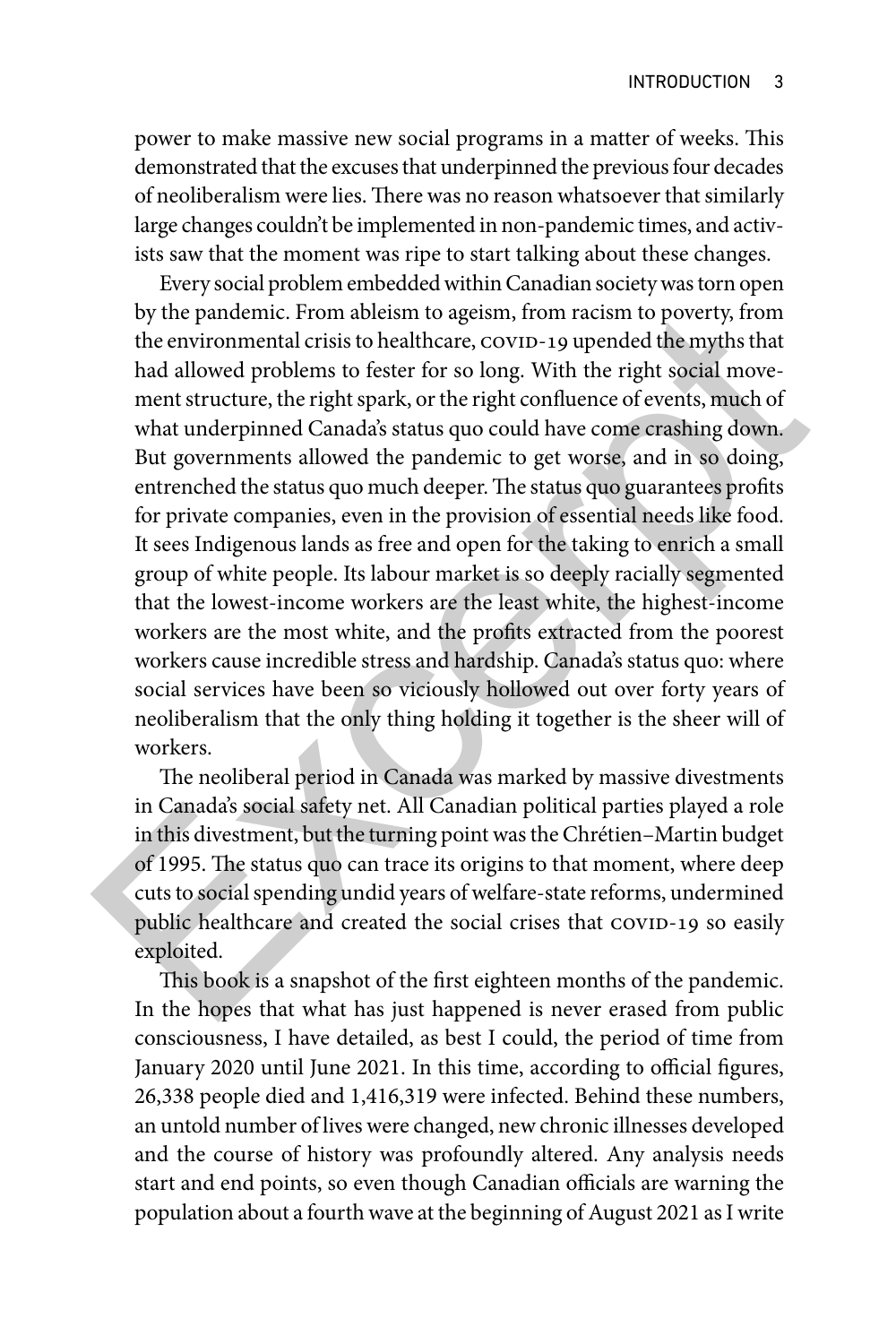power to make massive new social programs in a matter of weeks. This demonstrated that the excuses that underpinned the previous four decades of neoliberalism were lies. There was no reason whatsoever that similarly large changes couldn't be implemented in non-pandemic times, and activists saw that the moment was ripe to start talking about these changes.

Every social problem embedded within Canadian society was torn open by the pandemic. From ableism to ageism, from racism to poverty, from the environmental crisis to healthcare, COVID-19 upended the myths that had allowed problems to fester for so long. With the right social movement structure, the right spark, or the right confluence of events, much of what underpinned Canada's status quo could have come crashing down. But governments allowed the pandemic to get worse, and in so doing, entrenched the status quo much deeper. The status quo guarantees profits for private companies, even in the provision of essential needs like food. It sees Indigenous lands as free and open for the taking to enrich a small group of white people. Its labour market is so deeply racially segmented that the lowest-income workers are the least white, the highest-income workers are the most white, and the profits extracted from the poorest workers cause incredible stress and hardship. Canada's status quo: where social services have been so viciously hollowed out over forty years of neoliberalism that the only thing holding it together is the sheer will of workers.

The neoliberal period in Canada was marked by massive divestments in Canada's social safety net. All Canadian political parties played a role in this divestment, but the turning point was the Chrétien–Martin budget of 1995. The status quo can trace its origins to that moment, where deep cuts to social spending undid years of welfare-state reforms, undermined public healthcare and created the social crises that COVID-19 so easily exploited.

This book is a snapshot of the first eighteen months of the pandemic. In the hopes that what has just happened is never erased from public consciousness, I have detailed, as best I could, the period of time from January 2020 until June 2021. In this time, according to official figures, 26,338 people died and 1,416,319 were infected. Behind these numbers, an untold number of lives were changed, new chronic illnesses developed and the course of history was profoundly altered. Any analysis needs start and end points, so even though Canadian officials are warning the population about a fourth wave at the beginning of August 2021 as I write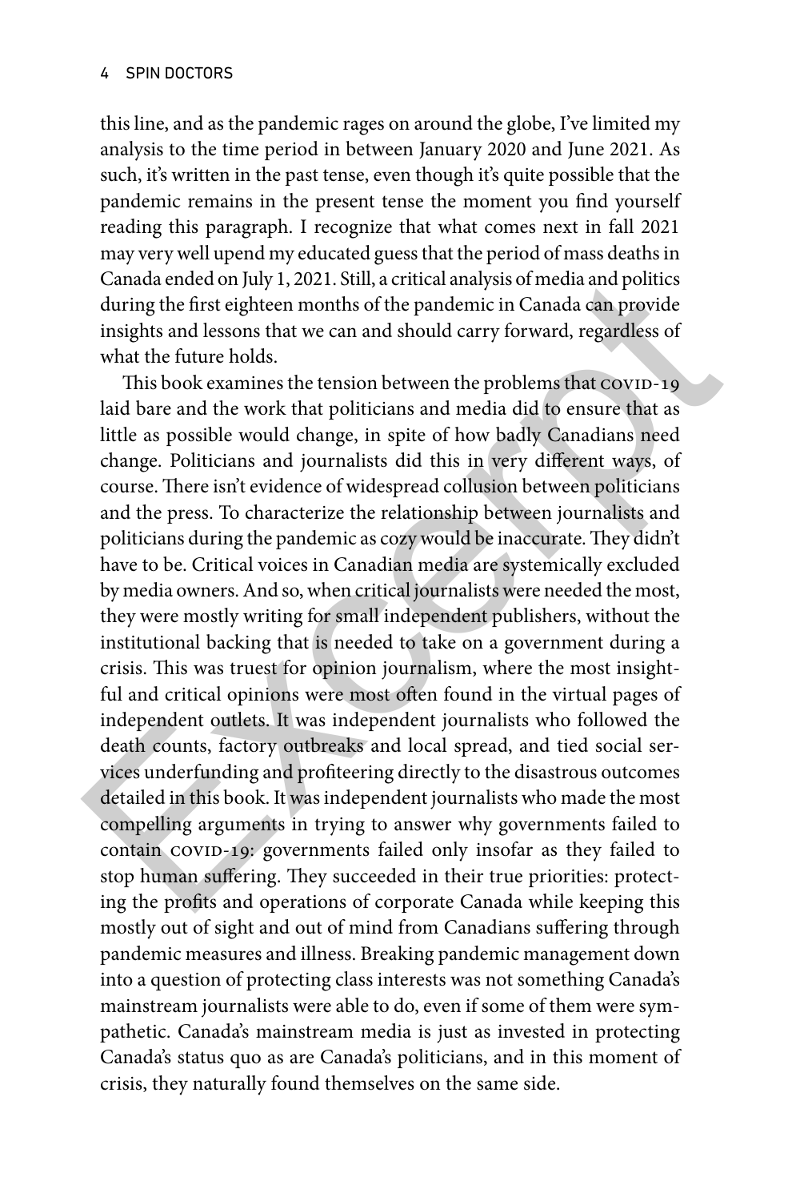this line, and as the pandemic rages on around the globe, I've limited my analysis to the time period in between January 2020 and June 2021. As such, it's written in the past tense, even though it's quite possible that the pandemic remains in the present tense the moment you find yourself reading this paragraph. I recognize that what comes next in fall 2021 may very well upend my educated guess that the period of mass deaths in Canada ended on July 1, 2021. Still, a critical analysis of media and politics during the first eighteen months of the pandemic in Canada can provide insights and lessons that we can and should carry forward, regardless of what the future holds.

This book examines the tension between the problems that COVID-19 laid bare and the work that politicians and media did to ensure that as little as possible would change, in spite of how badly Canadians need change. Politicians and journalists did this in very different ways, of course. There isn't evidence of widespread collusion between politicians and the press. To characterize the relationship between journalists and politicians during the pandemic as cozy would be inaccurate. They didn't have to be. Critical voices in Canadian media are systemically excluded by media owners. And so, when critical journalists were needed the most, they were mostly writing for small independent publishers, without the institutional backing that is needed to take on a government during a crisis. This was truest for opinion journalism, where the most insightful and critical opinions were most often found in the virtual pages of independent outlets. It was independent journalists who followed the death counts, factory outbreaks and local spread, and tied social services underfunding and profiteering directly to the disastrous outcomes detailed in this book. It was independent journalists who made the most compelling arguments in trying to answer why governments failed to contain COVID-19: governments failed only insofar as they failed to stop human suffering. They succeeded in their true priorities: protecting the profits and operations of corporate Canada while keeping this mostly out of sight and out of mind from Canadians suffering through pandemic measures and illness. Breaking pandemic management down into a question of protecting class interests was not something Canada's mainstream journalists were able to do, even if some of them were sympathetic. Canada's mainstream media is just as invested in protecting Canada's status quo as are Canada's politicians, and in this moment of crisis, they naturally found themselves on the same side.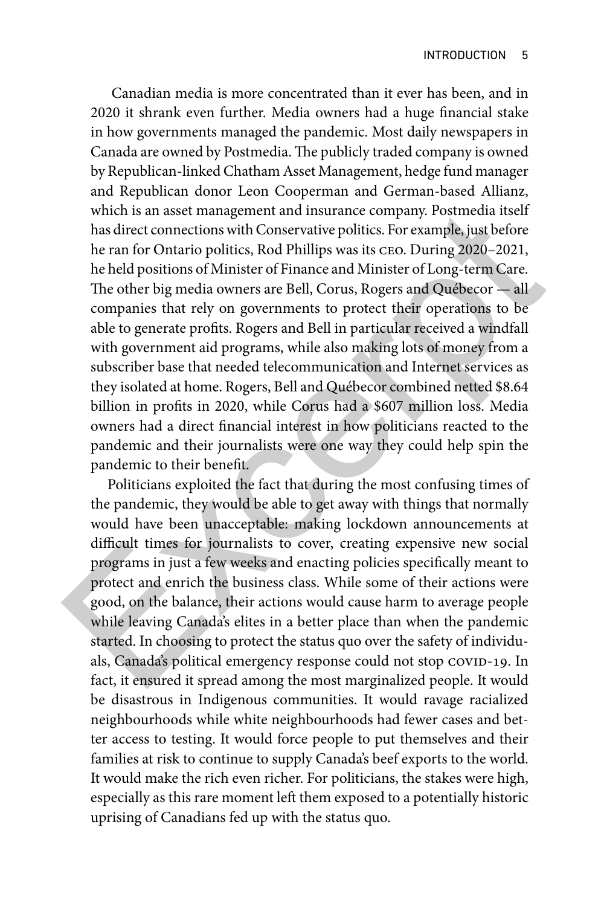Canadian media is more concentrated than it ever has been, and in 2020 it shrank even further. Media owners had a huge financial stake in how governments managed the pandemic. Most daily newspapers in Canada are owned by Postmedia. The publicly traded company is owned by Republican-linked Chatham Asset Management, hedge fund manager and Republican donor Leon Cooperman and German-based Allianz, which is an asset management and insurance company. Postmedia itself has direct connections with Conservative politics. For example, just before he ran for Ontario politics, Rod Phillips was its CEO. During 2020–2021, he held positions of Minister of Finance and Minister of Long-term Care. The other big media owners are Bell, Corus, Rogers and Québecor — all companies that rely on governments to protect their operations to be able to generate profits. Rogers and Bell in particular received a windfall with government aid programs, while also making lots of money from a subscriber base that needed telecommunication and Internet services as they isolated at home. Rogers, Bell and Québecor combined netted $8.64 billion in profits in 2020, while Corus had a $607 million loss. Media owners had a direct financial interest in how politicians reacted to the pandemic and their journalists were one way they could help spin the pandemic to their benefit.

Politicians exploited the fact that during the most confusing times of the pandemic, they would be able to get away with things that normally would have been unacceptable: making lockdown announcements at difficult times for journalists to cover, creating expensive new social programs in just a few weeks and enacting policies specifically meant to protect and enrich the business class. While some of their actions were good, on the balance, their actions would cause harm to average people while leaving Canada's elites in a better place than when the pandemic started. In choosing to protect the status quo over the safety of individuals, Canada's political emergency response could not stop COVID-19. In fact, it ensured it spread among the most marginalized people. It would be disastrous in Indigenous communities. It would ravage racialized neighbourhoods while white neighbourhoods had fewer cases and better access to testing. It would force people to put themselves and their families at risk to continue to supply Canada's beef exports to the world. It would make the rich even richer. For politicians, the stakes were high, especially as this rare moment left them exposed to a potentially historic uprising of Canadians fed up with the status quo.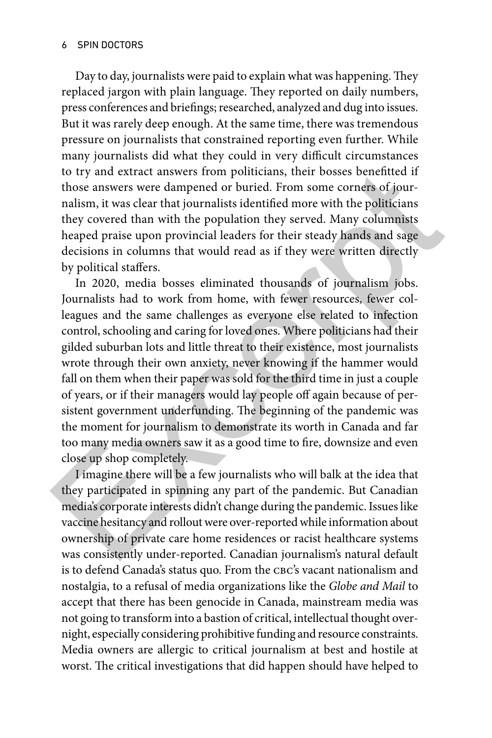Day to day, journalists were paid to explain what was happening. They replaced jargon with plain language. They reported on daily numbers, press conferences and briefings; researched, analyzed and dug into issues. But it was rarely deep enough. At the same time, there was tremendous pressure on journalists that constrained reporting even further. While many journalists did what they could in very difficult circumstances to try and extract answers from politicians, their bosses benefitted if those answers were dampened or buried. From some corners of journalism, it was clear that journalists identified more with the politicians they covered than with the population they served. Many columnists heaped praise upon provincial leaders for their steady hands and sage decisions in columns that would read as if they were written directly by political staffers.

In 2020, media bosses eliminated thousands of journalism jobs. Journalists had to work from home, with fewer resources, fewer colleagues and the same challenges as everyone else related to infection control, schooling and caring for loved ones. Where politicians had their gilded suburban lots and little threat to their existence, most journalists wrote through their own anxiety, never knowing if the hammer would fall on them when their paper was sold for the third time in just a couple of years, or if their managers would lay people off again because of persistent government underfunding. The beginning of the pandemic was the moment for journalism to demonstrate its worth in Canada and far too many media owners saw it as a good time to fire, downsize and even close up shop completely.

I imagine there will be a few journalists who will balk at the idea that they participated in spinning any part of the pandemic. But Canadian media's corporate interests didn't change during the pandemic. Issues like vaccine hesitancy and rollout were over-reported while information about ownership of private care home residences or racist healthcare systems was consistently under-reported. Canadian journalism's natural default is to defend Canada's status quo. From the CBC's vacant nationalism and nostalgia, to a refusal of media organizations like the *Globe and Mail* to accept that there has been genocide in Canada, mainstream media was not going to transform into a bastion of critical, intellectual thought overnight, especially considering prohibitive funding and resource constraints. Media owners are allergic to critical journalism at best and hostile at worst. The critical investigations that did happen should have helped to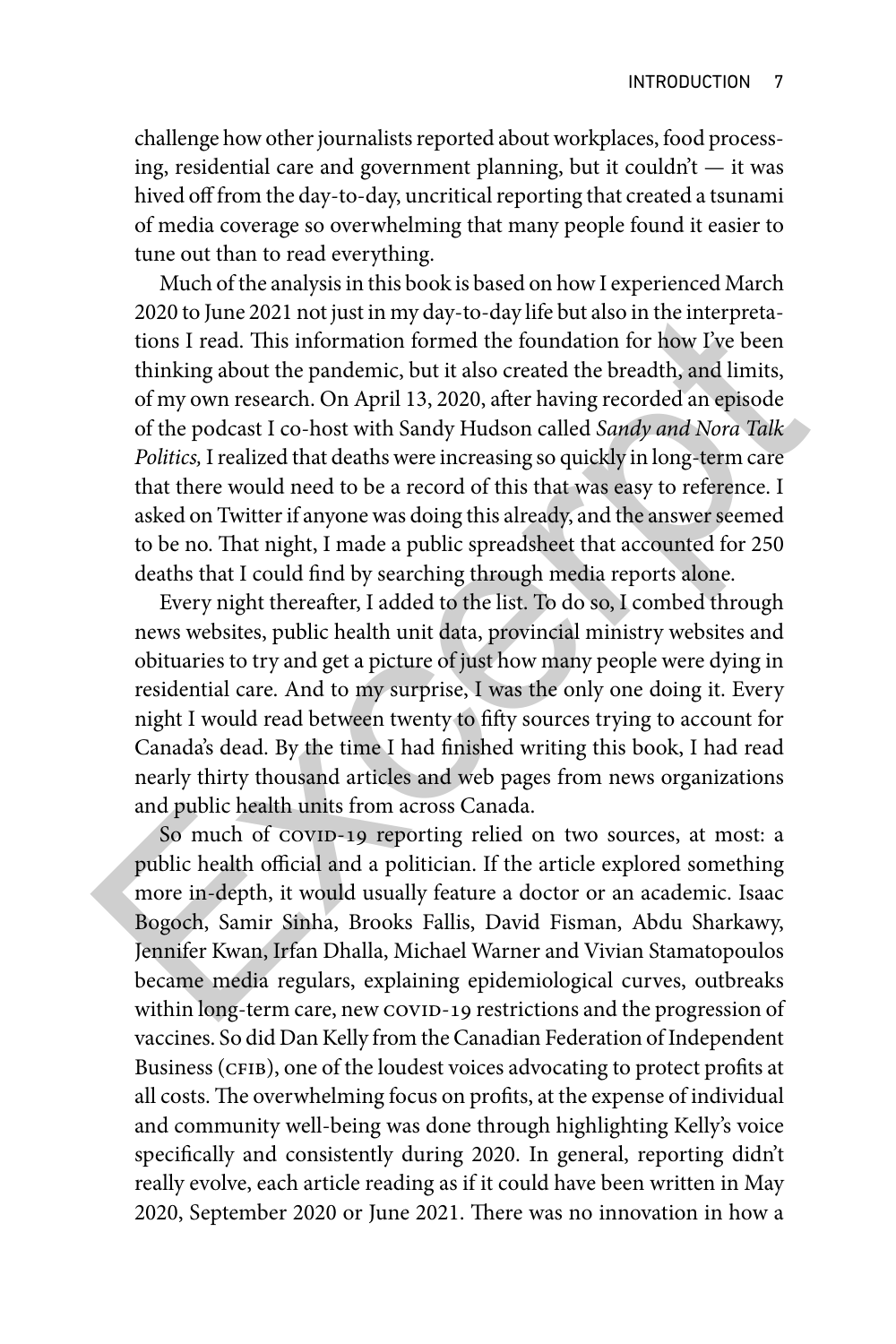challenge how other journalists reported about workplaces, food processing, residential care and government planning, but it couldn't — it was hived off from the day-to-day, uncritical reporting that created a tsunami of media coverage so overwhelming that many people found it easier to tune out than to read everything.

Much of the analysis in this book is based on how I experienced March 2020 to June 2021 not just in my day-to-day life but also in the interpretations I read. This information formed the foundation for how I've been thinking about the pandemic, but it also created the breadth, and limits, of my own research. On April 13, 2020, after having recorded an episode of the podcast I co-host with Sandy Hudson called *Sandy and Nora Talk Politics,* I realized that deaths were increasing so quickly in long-term care that there would need to be a record of this that was easy to reference. I asked on Twitter if anyone was doing this already, and the answer seemed to be no. That night, I made a public spreadsheet that accounted for 250 deaths that I could find by searching through media reports alone.

Every night thereafter, I added to the list. To do so, I combed through news websites, public health unit data, provincial ministry websites and obituaries to try and get a picture of just how many people were dying in residential care. And to my surprise, I was the only one doing it. Every night I would read between twenty to fifty sources trying to account for Canada's dead. By the time I had finished writing this book, I had read nearly thirty thousand articles and web pages from news organizations and public health units from across Canada.

So much of COVID-19 reporting relied on two sources, at most: a public health official and a politician. If the article explored something more in-depth, it would usually feature a doctor or an academic. Isaac Bogoch, Samir Sinha, Brooks Fallis, David Fisman, Abdu Sharkawy, Jennifer Kwan, Irfan Dhalla, Michael Warner and Vivian Stamatopoulos became media regulars, explaining epidemiological curves, outbreaks within long-term care, new COVID-19 restrictions and the progression of vaccines. So did Dan Kelly from the Canadian Federation of Independent Business (CFIB), one of the loudest voices advocating to protect profits at all costs. The overwhelming focus on profits, at the expense of individual and community well-being was done through highlighting Kelly's voice specifically and consistently during 2020. In general, reporting didn't really evolve, each article reading as if it could have been written in May 2020, September 2020 or June 2021. There was no innovation in how a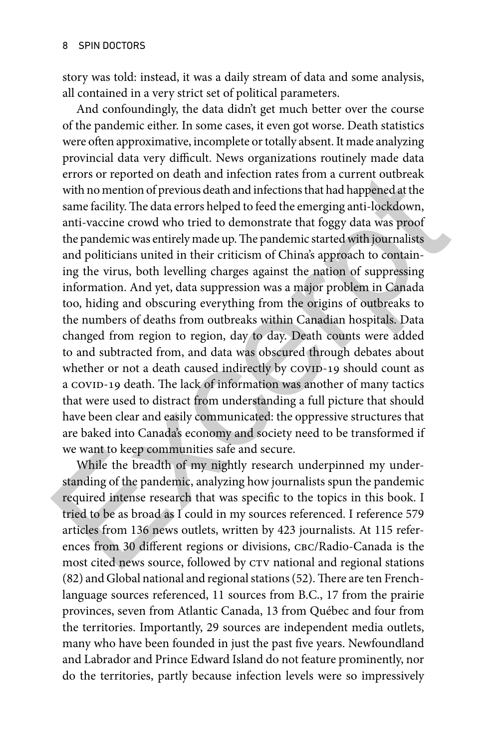story was told: instead, it was a daily stream of data and some analysis, all contained in a very strict set of political parameters.

And confoundingly, the data didn't get much better over the course of the pandemic either. In some cases, it even got worse. Death statistics were often approximative, incomplete or totally absent. It made analyzing provincial data very difficult. News organizations routinely made data errors or reported on death and infection rates from a current outbreak with no mention of previous death and infections that had happened at the same facility. The data errors helped to feed the emerging anti-lockdown, anti-vaccine crowd who tried to demonstrate that foggy data was proof the pandemic was entirely made up. The pandemic started with journalists and politicians united in their criticism of China's approach to containing the virus, both levelling charges against the nation of suppressing information. And yet, data suppression was a major problem in Canada too, hiding and obscuring everything from the origins of outbreaks to the numbers of deaths from outbreaks within Canadian hospitals. Data changed from region to region, day to day. Death counts were added to and subtracted from, and data was obscured through debates about whether or not a death caused indirectly by COVID-19 should count as a COVID-19 death. The lack of information was another of many tactics that were used to distract from understanding a full picture that should have been clear and easily communicated: the oppressive structures that are baked into Canada's economy and society need to be transformed if we want to keep communities safe and secure.

While the breadth of my nightly research underpinned my understanding of the pandemic, analyzing how journalists spun the pandemic required intense research that was specific to the topics in this book. I tried to be as broad as I could in my sources referenced. I reference 579 articles from 136 news outlets, written by 423 journalists. At 115 references from 30 different regions or divisions, CBC/Radio-Canada is the most cited news source, followed by CTV national and regional stations (82) and Global national and regional stations (52). There are ten French-language sources referenced, 11 sources from B.C., 17 from the prairie provinces, seven from Atlantic Canada, 13 from Québec and four from the territories. Importantly, 29 sources are independent media outlets, many who have been founded in just the past five years. Newfoundland and Labrador and Prince Edward Island do not feature prominently, nor do the territories, partly because infection levels were so impressively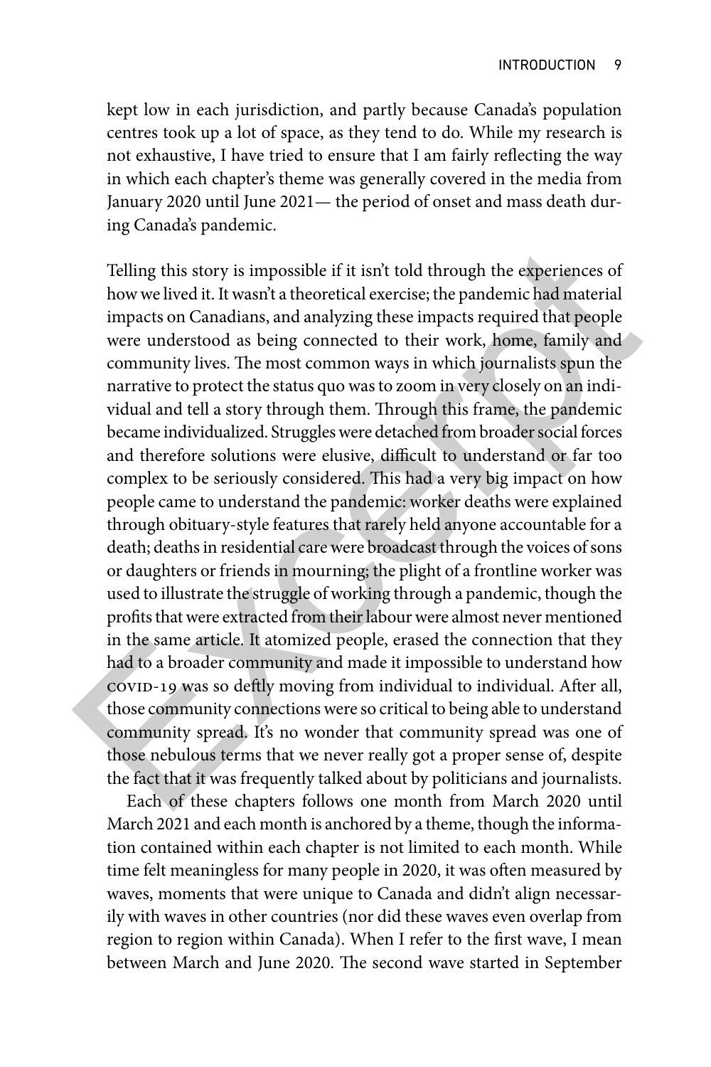kept low in each jurisdiction, and partly because Canada's population centres took up a lot of space, as they tend to do. While my research is not exhaustive, I have tried to ensure that I am fairly reflecting the way in which each chapter's theme was generally covered in the media from January 2020 until June 2021— the period of onset and mass death during Canada's pandemic.

Telling this story is impossible if it isn't told through the experiences of how we lived it. It wasn't a theoretical exercise; the pandemic had material impacts on Canadians, and analyzing these impacts required that people were understood as being connected to their work, home, family and community lives. The most common ways in which journalists spun the narrative to protect the status quo was to zoom in very closely on an individual and tell a story through them. Through this frame, the pandemic became individualized. Struggles were detached from broader social forces and therefore solutions were elusive, difficult to understand or far too complex to be seriously considered. This had a very big impact on how people came to understand the pandemic: worker deaths were explained through obituary-style features that rarely held anyone accountable for a death; deaths in residential care were broadcast through the voices of sons or daughters or friends in mourning; the plight of a frontline worker was used to illustrate the struggle of working through a pandemic, though the profits that were extracted from their labour were almost never mentioned in the same article. It atomized people, erased the connection that they had to a broader community and made it impossible to understand how COVID-19 was so deftly moving from individual to individual. After all, those community connections were so critical to being able to understand community spread. It's no wonder that community spread was one of those nebulous terms that we never really got a proper sense of, despite the fact that it was frequently talked about by politicians and journalists.

Each of these chapters follows one month from March 2020 until March 2021 and each month is anchored by a theme, though the information contained within each chapter is not limited to each month. While time felt meaningless for many people in 2020, it was often measured by waves, moments that were unique to Canada and didn't align necessarily with waves in other countries (nor did these waves even overlap from region to region within Canada). When I refer to the first wave, I mean between March and June 2020. The second wave started in September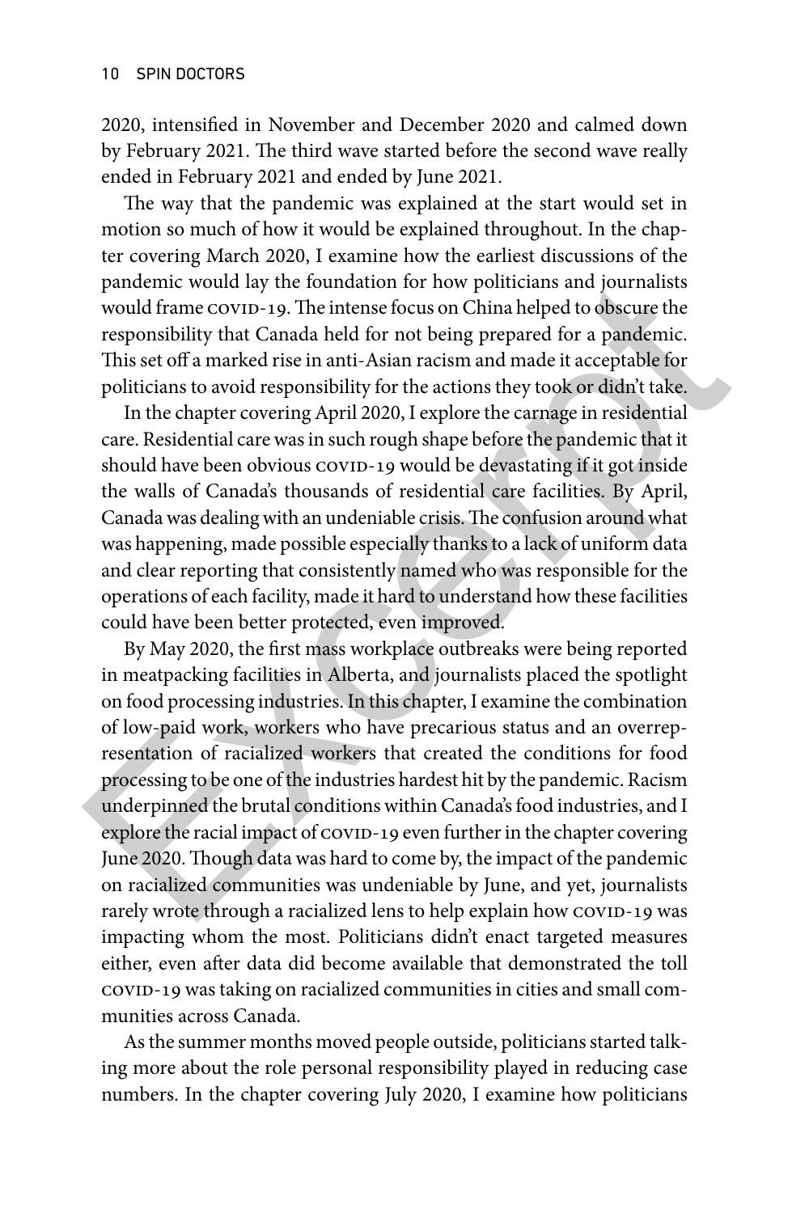2020, intensified in November and December 2020 and calmed down by February 2021. The third wave started before the second wave really ended in February 2021 and ended by June 2021.

The way that the pandemic was explained at the start would set in motion so much of how it would be explained throughout. In the chapter covering March 2020, I examine how the earliest discussions of the pandemic would lay the foundation for how politicians and journalists would frame COVID-19. The intense focus on China helped to obscure the responsibility that Canada held for not being prepared for a pandemic. This set off a marked rise in anti-Asian racism and made it acceptable for politicians to avoid responsibility for the actions they took or didn't take.

In the chapter covering April 2020, I explore the carnage in residential care. Residential care was in such rough shape before the pandemic that it should have been obvious COVID-19 would be devastating if it got inside the walls of Canada's thousands of residential care facilities. By April, Canada was dealing with an undeniable crisis. The confusion around what was happening, made possible especially thanks to a lack of uniform data and clear reporting that consistently named who was responsible for the operations of each facility, made it hard to understand how these facilities could have been better protected, even improved.

By May 2020, the first mass workplace outbreaks were being reported in meatpacking facilities in Alberta, and journalists placed the spotlight on food processing industries. In this chapter, I examine the combination of low-paid work, workers who have precarious status and an overrepresentation of racialized workers that created the conditions for food processing to be one of the industries hardest hit by the pandemic. Racism underpinned the brutal conditions within Canada's food industries, and I explore the racial impact of COVID-19 even further in the chapter covering June 2020. Though data was hard to come by, the impact of the pandemic on racialized communities was undeniable by June, and yet, journalists rarely wrote through a racialized lens to help explain how COVID-19 was impacting whom the most. Politicians didn't enact targeted measures either, even after data did become available that demonstrated the toll COVID-19 was taking on racialized communities in cities and small communities across Canada.

As the summer months moved people outside, politicians started talking more about the role personal responsibility played in reducing case numbers. In the chapter covering July 2020, I examine how politicians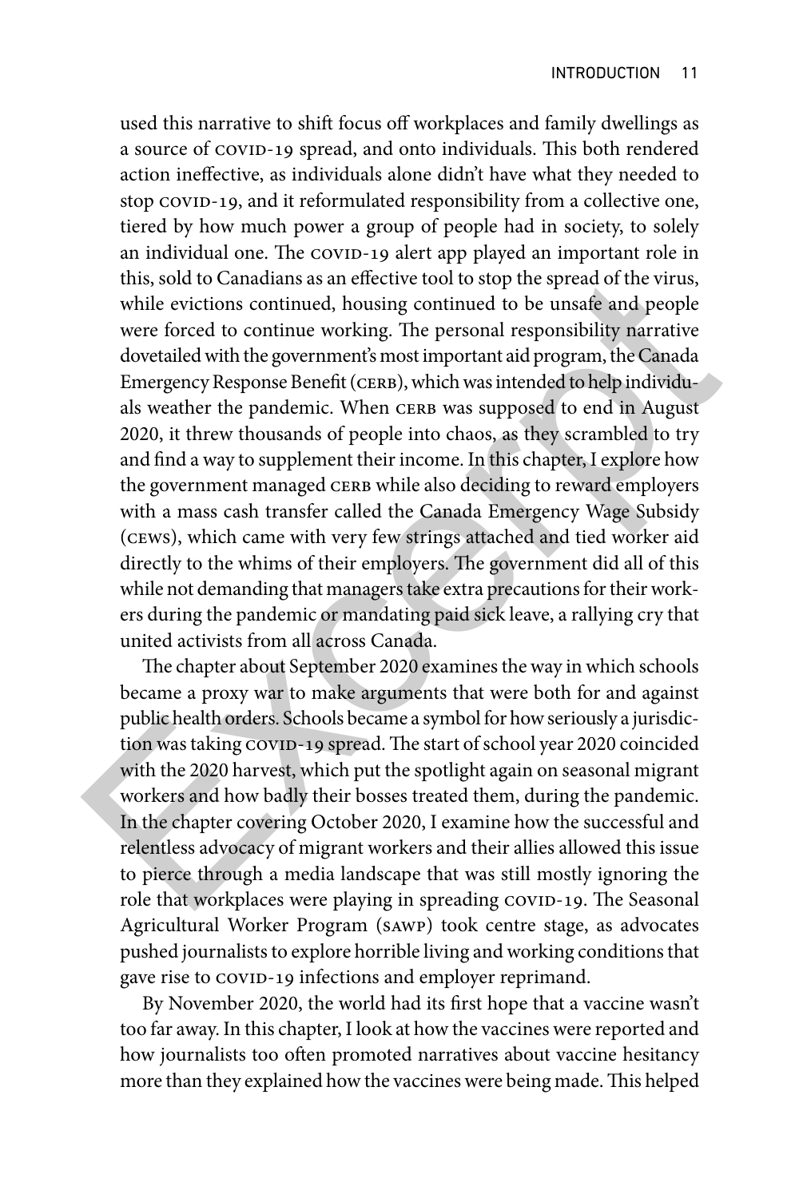used this narrative to shift focus off workplaces and family dwellings as a source of COVID-19 spread, and onto individuals. This both rendered action ineffective, as individuals alone didn't have what they needed to stop COVID-19, and it reformulated responsibility from a collective one, tiered by how much power a group of people had in society, to solely an individual one. The COVID-19 alert app played an important role in this, sold to Canadians as an effective tool to stop the spread of the virus, while evictions continued, housing continued to be unsafe and people were forced to continue working. The personal responsibility narrative dovetailed with the government's most important aid program, the Canada Emergency Response Benefit (CERB), which was intended to help individuals weather the pandemic. When CERB was supposed to end in August 2020, it threw thousands of people into chaos, as they scrambled to try and find a way to supplement their income. In this chapter, I explore how the government managed CERB while also deciding to reward employers with a mass cash transfer called the Canada Emergency Wage Subsidy (CEWS), which came with very few strings attached and tied worker aid directly to the whims of their employers. The government did all of this while not demanding that managers take extra precautions for their workers during the pandemic or mandating paid sick leave, a rallying cry that united activists from all across Canada.

The chapter about September 2020 examines the way in which schools became a proxy war to make arguments that were both for and against public health orders. Schools became a symbol for how seriously a jurisdiction was taking COVID-19 spread. The start of school year 2020 coincided with the 2020 harvest, which put the spotlight again on seasonal migrant workers and how badly their bosses treated them, during the pandemic. In the chapter covering October 2020, I examine how the successful and relentless advocacy of migrant workers and their allies allowed this issue to pierce through a media landscape that was still mostly ignoring the role that workplaces were playing in spreading COVID-19. The Seasonal Agricultural Worker Program (SAWP) took centre stage, as advocates pushed journalists to explore horrible living and working conditions that gave rise to COVID-19 infections and employer reprimand.

By November 2020, the world had its first hope that a vaccine wasn't too far away. In this chapter, I look at how the vaccines were reported and how journalists too often promoted narratives about vaccine hesitancy more than they explained how the vaccines were being made. This helped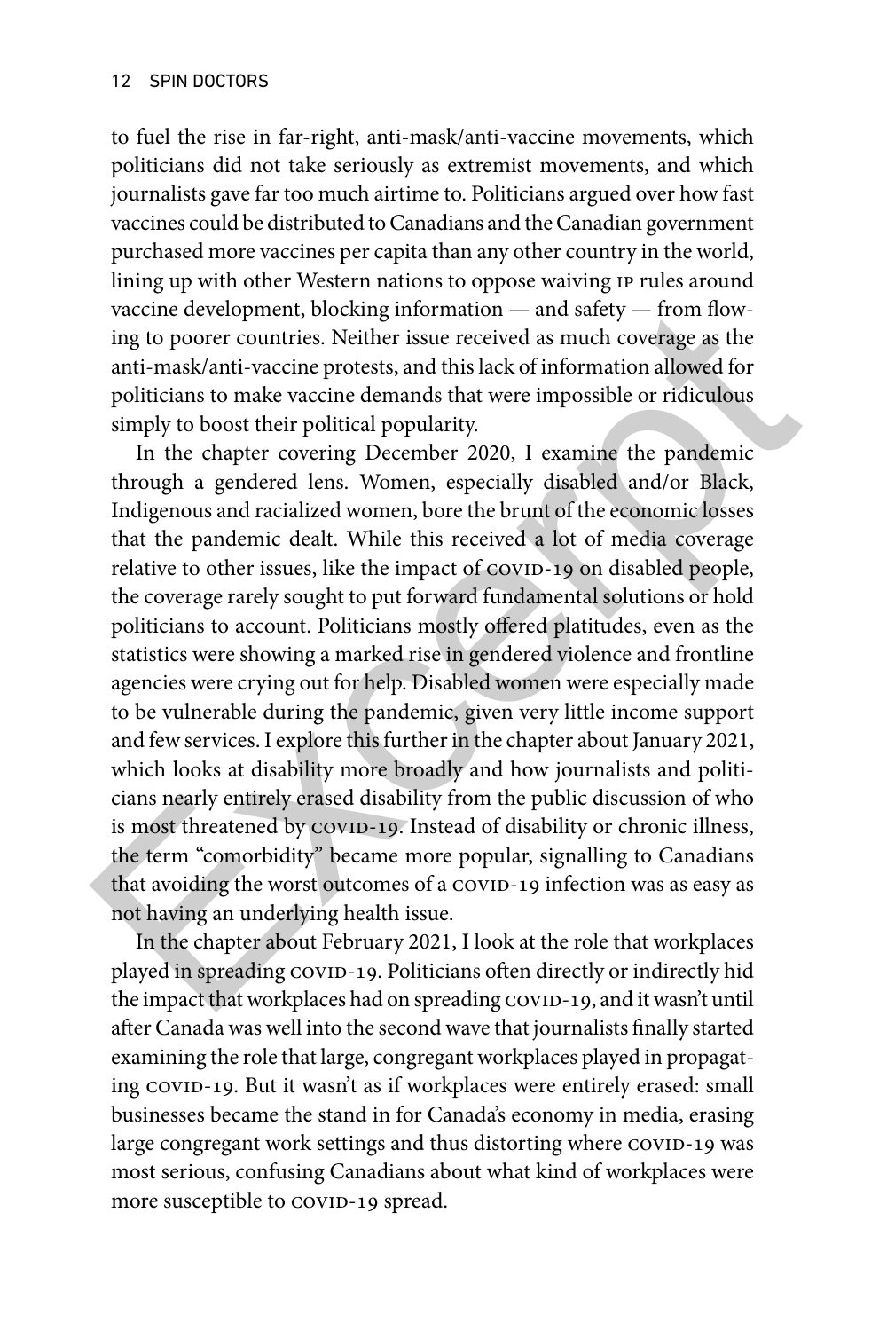to fuel the rise in far-right, anti-mask/anti-vaccine movements, which politicians did not take seriously as extremist movements, and which journalists gave far too much airtime to. Politicians argued over how fast vaccines could be distributed to Canadians and the Canadian government purchased more vaccines per capita than any other country in the world, lining up with other Western nations to oppose waiving IP rules around vaccine development, blocking information — and safety — from flowing to poorer countries. Neither issue received as much coverage as the anti-mask/anti-vaccine protests, and this lack of information allowed for politicians to make vaccine demands that were impossible or ridiculous simply to boost their political popularity.

In the chapter covering December 2020, I examine the pandemic through a gendered lens. Women, especially disabled and/or Black, Indigenous and racialized women, bore the brunt of the economic losses that the pandemic dealt. While this received a lot of media coverage relative to other issues, like the impact of COVID-19 on disabled people, the coverage rarely sought to put forward fundamental solutions or hold politicians to account. Politicians mostly offered platitudes, even as the statistics were showing a marked rise in gendered violence and frontline agencies were crying out for help. Disabled women were especially made to be vulnerable during the pandemic, given very little income support and few services. I explore this further in the chapter about January 2021, which looks at disability more broadly and how journalists and politicians nearly entirely erased disability from the public discussion of who is most threatened by COVID-19. Instead of disability or chronic illness, the term "comorbidity" became more popular, signalling to Canadians that avoiding the worst outcomes of a COVID-19 infection was as easy as not having an underlying health issue.

In the chapter about February 2021, I look at the role that workplaces played in spreading COVID-19. Politicians often directly or indirectly hid the impact that workplaces had on spreading COVID-19, and it wasn't until after Canada was well into the second wave that journalists finally started examining the role that large, congregant workplaces played in propagating COVID-19. But it wasn't as if workplaces were entirely erased: small businesses became the stand in for Canada's economy in media, erasing large congregant work settings and thus distorting where COVID-19 was most serious, confusing Canadians about what kind of workplaces were more susceptible to COVID-19 spread.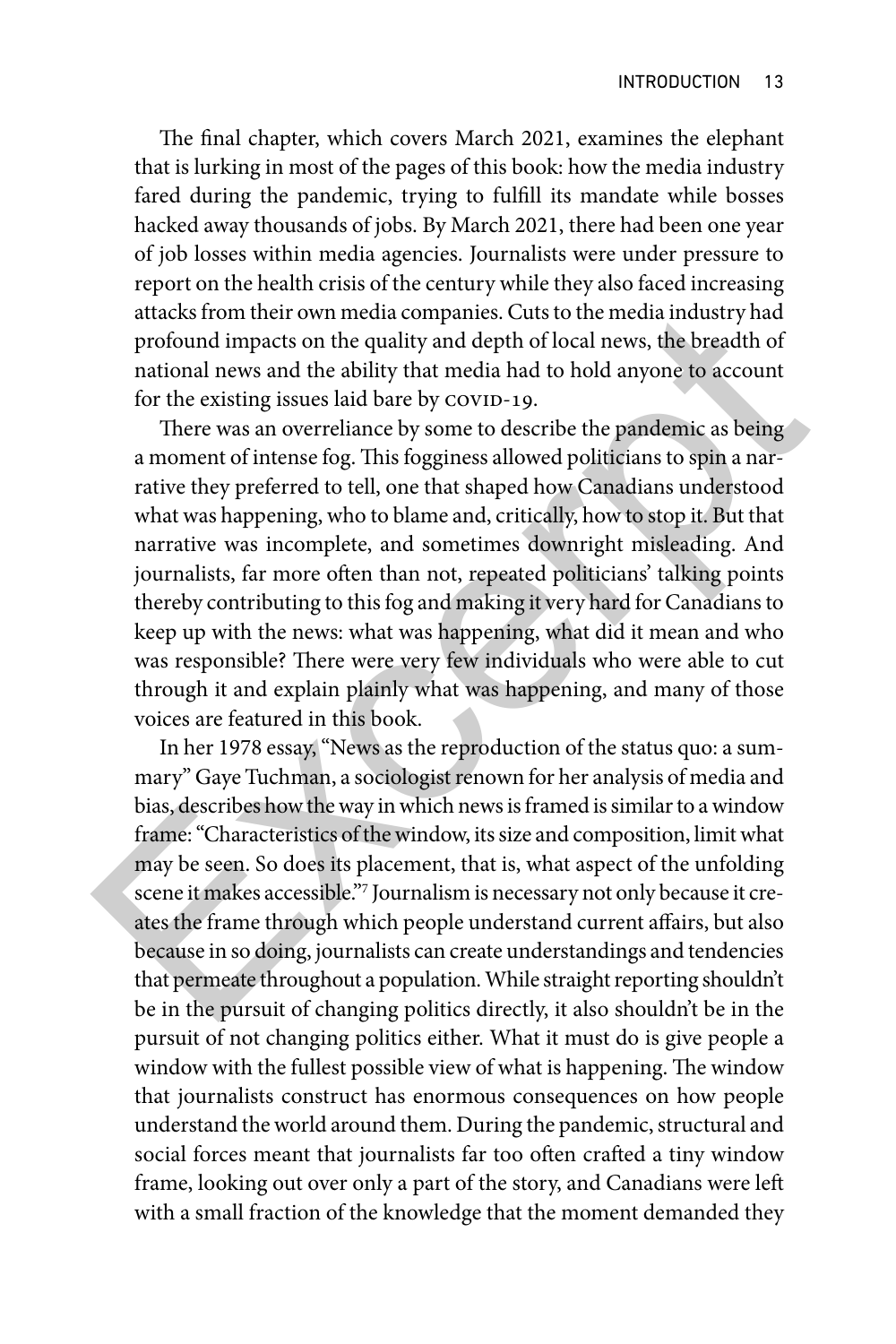The final chapter, which covers March 2021, examines the elephant that is lurking in most of the pages of this book: how the media industry fared during the pandemic, trying to fulfill its mandate while bosses hacked away thousands of jobs. By March 2021, there had been one year of job losses within media agencies. Journalists were under pressure to report on the health crisis of the century while they also faced increasing attacks from their own media companies. Cuts to the media industry had profound impacts on the quality and depth of local news, the breadth of national news and the ability that media had to hold anyone to account for the existing issues laid bare by COVID-19.

There was an overreliance by some to describe the pandemic as being a moment of intense fog. This fogginess allowed politicians to spin a narrative they preferred to tell, one that shaped how Canadians understood what was happening, who to blame and, critically, how to stop it. But that narrative was incomplete, and sometimes downright misleading. And journalists, far more often than not, repeated politicians' talking points thereby contributing to this fog and making it very hard for Canadians to keep up with the news: what was happening, what did it mean and who was responsible? There were very few individuals who were able to cut through it and explain plainly what was happening, and many of those voices are featured in this book.

In her 1978 essay, "News as the reproduction of the status quo: a summary" Gaye Tuchman, a sociologist renown for her analysis of media and bias, describes how the way in which news is framed is similar to a window frame: "Characteristics of the window, its size and composition, limit what may be seen. So does its placement, that is, what aspect of the unfolding scene it makes accessible."[7] Journalism is necessary not only because it creates the frame through which people understand current affairs, but also because in so doing, journalists can create understandings and tendencies that permeate throughout a population. While straight reporting shouldn't be in the pursuit of changing politics directly, it also shouldn't be in the pursuit of not changing politics either. What it must do is give people a window with the fullest possible view of what is happening. The window that journalists construct has enormous consequences on how people understand the world around them. During the pandemic, structural and social forces meant that journalists far too often crafted a tiny window frame, looking out over only a part of the story, and Canadians were left with a small fraction of the knowledge that the moment demanded they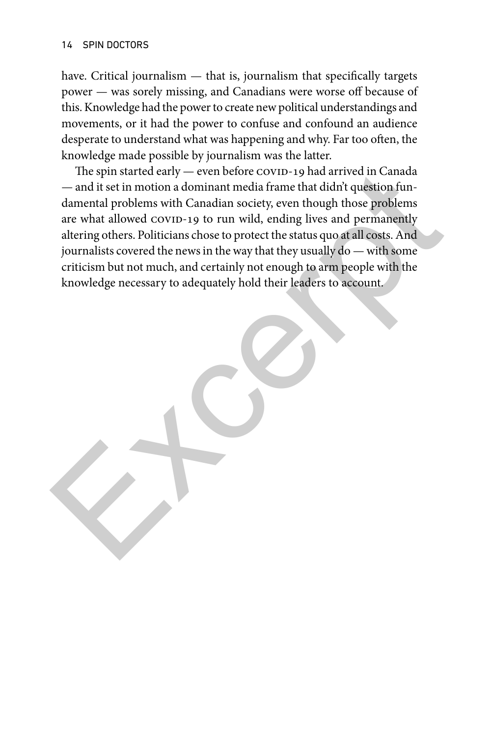have. Critical journalism — that is, journalism that specifically targets power — was sorely missing, and Canadians were worse off because of this. Knowledge had the power to create new political understandings and movements, or it had the power to confuse and confound an audience desperate to understand what was happening and why. Far too often, the knowledge made possible by journalism was the latter.

The spin started early — even before COVID-19 had arrived in Canada — and it set in motion a dominant media frame that didn't question fundamental problems with Canadian society, even though those problems are what allowed COVID-19 to run wild, ending lives and permanently altering others. Politicians chose to protect the status quo at all costs. And journalists covered the news in the way that they usually do — with some criticism but not much, and certainly not enough to arm people with the knowledge necessary to adequately hold their leaders to account.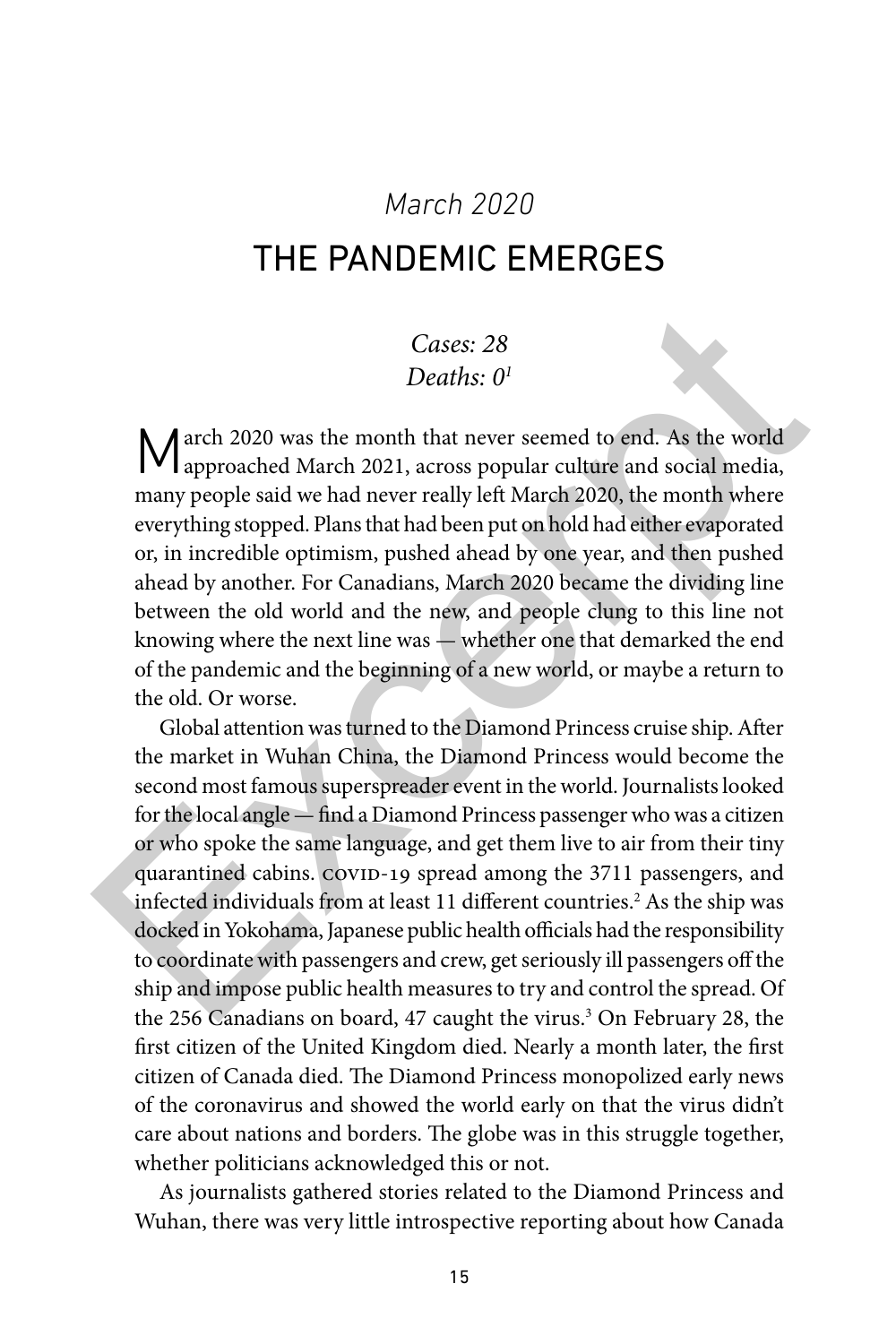*March 2020*

# THE PANDEMIC EMERGES

*Cases: 28*
*Deaths: 0*[1]

March 2020 was the month that never seemed to end. As the world approached March 2021, across popular culture and social media, many people said we had never really left March 2020, the month where everything stopped. Plans that had been put on hold had either evaporated or, in incredible optimism, pushed ahead by one year, and then pushed ahead by another. For Canadians, March 2020 became the dividing line between the old world and the new, and people clung to this line not knowing where the next line was — whether one that demarked the end of the pandemic and the beginning of a new world, or maybe a return to the old. Or worse.

Global attention was turned to the Diamond Princess cruise ship. After the market in Wuhan China, the Diamond Princess would become the second most famous superspreader event in the world. Journalists looked for the local angle — find a Diamond Princess passenger who was a citizen or who spoke the same language, and get them live to air from their tiny quarantined cabins. COVID-19 spread among the 3711 passengers, and infected individuals from at least 11 different countries.[2] As the ship was docked in Yokohama, Japanese public health officials had the responsibility to coordinate with passengers and crew, get seriously ill passengers off the ship and impose public health measures to try and control the spread. Of the 256 Canadians on board, 47 caught the virus.[3] On February 28, the first citizen of the United Kingdom died. Nearly a month later, the first citizen of Canada died. The Diamond Princess monopolized early news of the coronavirus and showed the world early on that the virus didn't care about nations and borders. The globe was in this struggle together, whether politicians acknowledged this or not.

As journalists gathered stories related to the Diamond Princess and Wuhan, there was very little introspective reporting about how Canada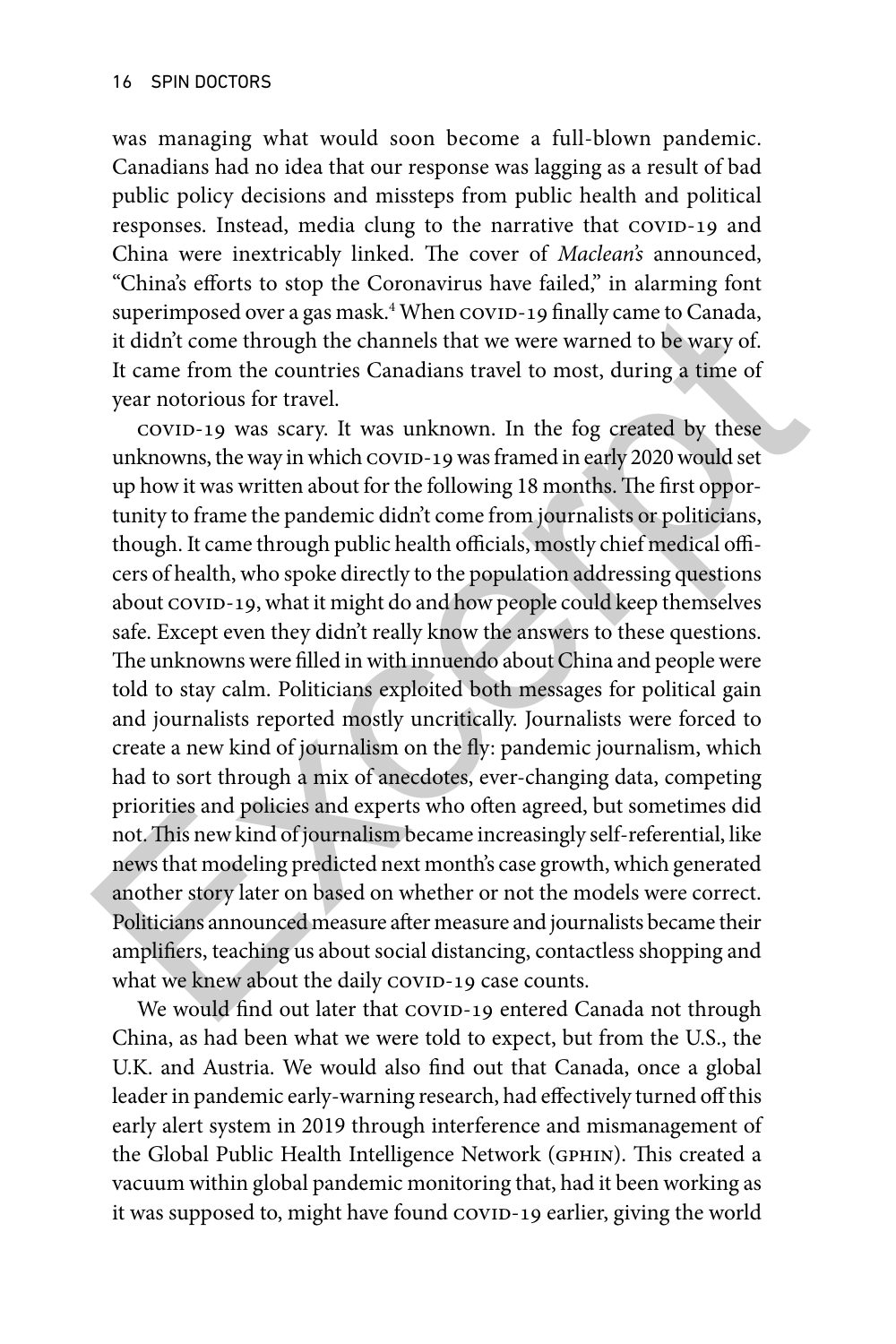was managing what would soon become a full-blown pandemic. Canadians had no idea that our response was lagging as a result of bad public policy decisions and missteps from public health and political responses. Instead, media clung to the narrative that COVID-19 and China were inextricably linked. The cover of *Maclean's* announced, "China's efforts to stop the Coronavirus have failed," in alarming font superimposed over a gas mask.[4] When COVID-19 finally came to Canada, it didn't come through the channels that we were warned to be wary of. It came from the countries Canadians travel to most, during a time of year notorious for travel.

COVID-19 was scary. It was unknown. In the fog created by these unknowns, the way in which COVID-19 was framed in early 2020 would set up how it was written about for the following 18 months. The first opportunity to frame the pandemic didn't come from journalists or politicians, though. It came through public health officials, mostly chief medical officers of health, who spoke directly to the population addressing questions about COVID-19, what it might do and how people could keep themselves safe. Except even they didn't really know the answers to these questions. The unknowns were filled in with innuendo about China and people were told to stay calm. Politicians exploited both messages for political gain and journalists reported mostly uncritically. Journalists were forced to create a new kind of journalism on the fly: pandemic journalism, which had to sort through a mix of anecdotes, ever-changing data, competing priorities and policies and experts who often agreed, but sometimes did not. This new kind of journalism became increasingly self-referential, like news that modeling predicted next month's case growth, which generated another story later on based on whether or not the models were correct. Politicians announced measure after measure and journalists became their amplifiers, teaching us about social distancing, contactless shopping and what we knew about the daily COVID-19 case counts.

We would find out later that COVID-19 entered Canada not through China, as had been what we were told to expect, but from the U.S., the U.K. and Austria. We would also find out that Canada, once a global leader in pandemic early-warning research, had effectively turned off this early alert system in 2019 through interference and mismanagement of the Global Public Health Intelligence Network (GPHIN). This created a vacuum within global pandemic monitoring that, had it been working as it was supposed to, might have found COVID-19 earlier, giving the world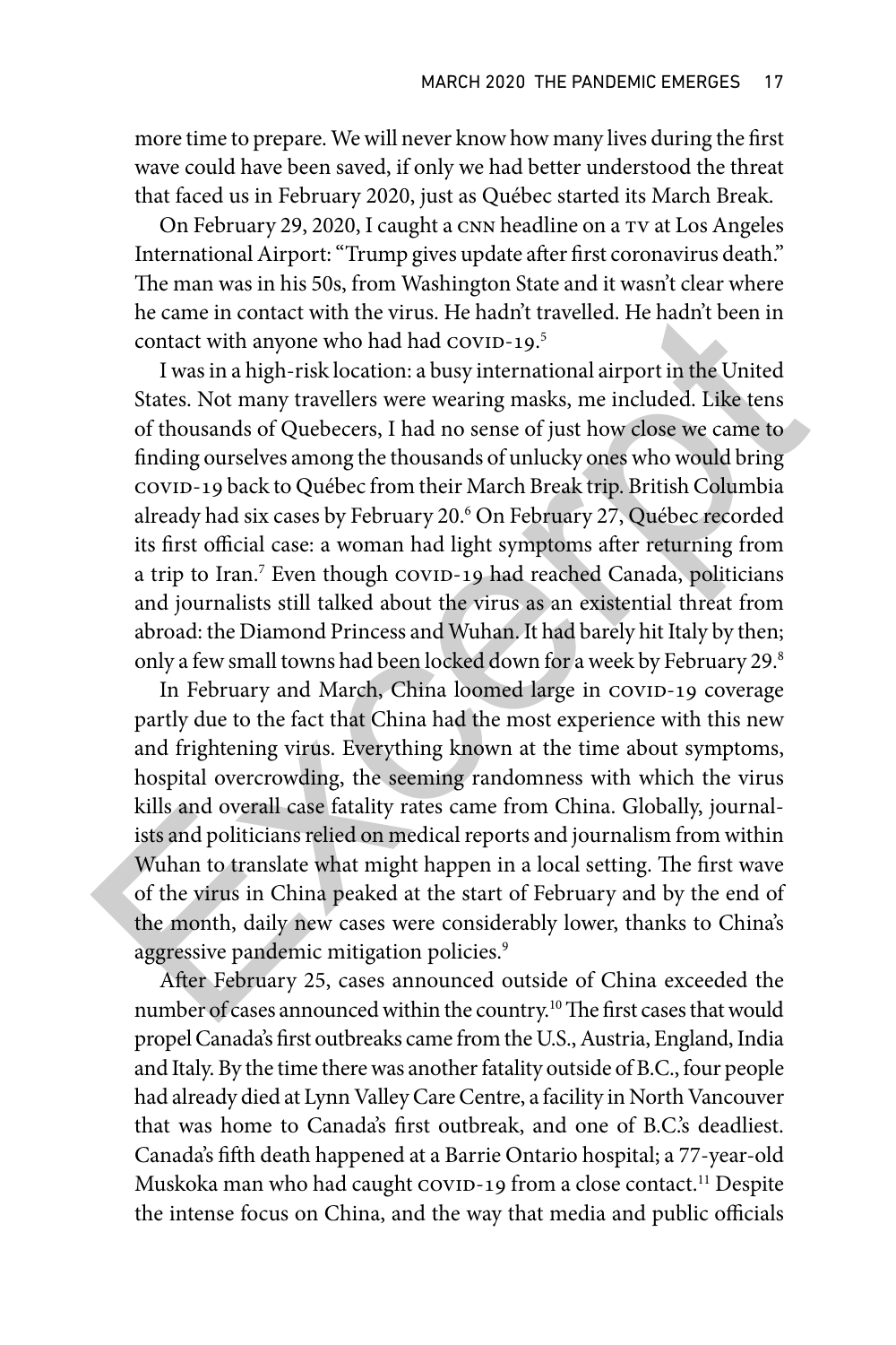more time to prepare. We will never know how many lives during the first wave could have been saved, if only we had better understood the threat that faced us in February 2020, just as Québec started its March Break.

On February 29, 2020, I caught a CNN headline on a TV at Los Angeles International Airport: "Trump gives update after first coronavirus death." The man was in his 50s, from Washington State and it wasn't clear where he came in contact with the virus. He hadn't travelled. He hadn't been in contact with anyone who had had COVID-19.[5]

I was in a high-risk location: a busy international airport in the United States. Not many travellers were wearing masks, me included. Like tens of thousands of Quebecers, I had no sense of just how close we came to finding ourselves among the thousands of unlucky ones who would bring COVID-19 back to Québec from their March Break trip. British Columbia already had six cases by February 20.[6] On February 27, Québec recorded its first official case: a woman had light symptoms after returning from a trip to Iran.[7] Even though COVID-19 had reached Canada, politicians and journalists still talked about the virus as an existential threat from abroad: the Diamond Princess and Wuhan. It had barely hit Italy by then; only a few small towns had been locked down for a week by February 29.[8]

In February and March, China loomed large in COVID-19 coverage partly due to the fact that China had the most experience with this new and frightening virus. Everything known at the time about symptoms, hospital overcrowding, the seeming randomness with which the virus kills and overall case fatality rates came from China. Globally, journalists and politicians relied on medical reports and journalism from within Wuhan to translate what might happen in a local setting. The first wave of the virus in China peaked at the start of February and by the end of the month, daily new cases were considerably lower, thanks to China's aggressive pandemic mitigation policies.[9]

After February 25, cases announced outside of China exceeded the number of cases announced within the country.[10] The first cases that would propel Canada's first outbreaks came from the U.S., Austria, England, India and Italy. By the time there was another fatality outside of B.C., four people had already died at Lynn Valley Care Centre, a facility in North Vancouver that was home to Canada's first outbreak, and one of B.C.'s deadliest. Canada's fifth death happened at a Barrie Ontario hospital; a 77-year-old Muskoka man who had caught COVID-19 from a close contact.[11] Despite the intense focus on China, and the way that media and public officials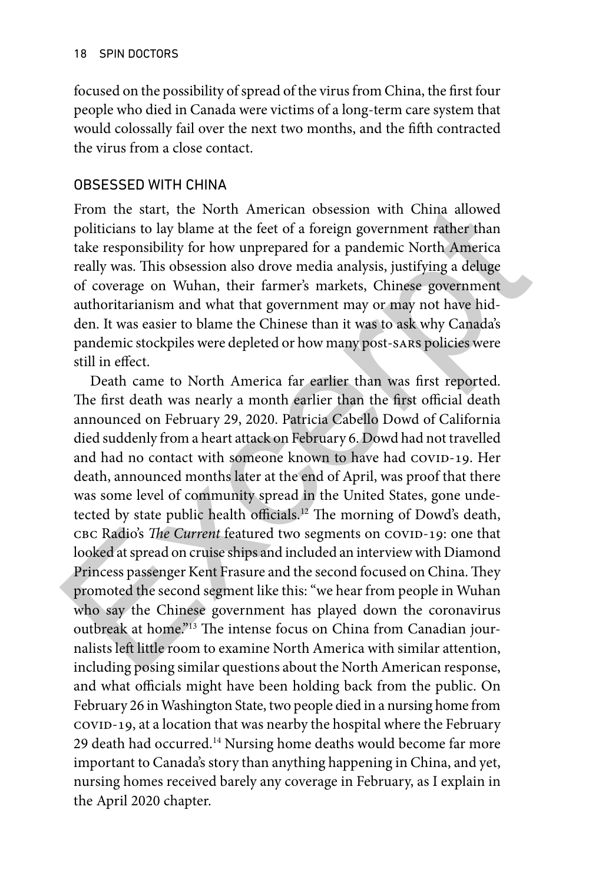focused on the possibility of spread of the virus from China, the first four people who died in Canada were victims of a long-term care system that would colossally fail over the next two months, and the fifth contracted the virus from a close contact.

## OBSESSED WITH CHINA

From the start, the North American obsession with China allowed politicians to lay blame at the feet of a foreign government rather than take responsibility for how unprepared for a pandemic North America really was. This obsession also drove media analysis, justifying a deluge of coverage on Wuhan, their farmer's markets, Chinese government authoritarianism and what that government may or may not have hidden. It was easier to blame the Chinese than it was to ask why Canada's pandemic stockpiles were depleted or how many post-SARS policies were still in effect.

Death came to North America far earlier than was first reported. The first death was nearly a month earlier than the first official death announced on February 29, 2020. Patricia Cabello Dowd of California died suddenly from a heart attack on February 6. Dowd had not travelled and had no contact with someone known to have had COVID-19. Her death, announced months later at the end of April, was proof that there was some level of community spread in the United States, gone undetected by state public health officials.[12] The morning of Dowd's death, CBC Radio's *The Current* featured two segments on COVID-19: one that looked at spread on cruise ships and included an interview with Diamond Princess passenger Kent Frasure and the second focused on China. They promoted the second segment like this: "we hear from people in Wuhan who say the Chinese government has played down the coronavirus outbreak at home."[13] The intense focus on China from Canadian journalists left little room to examine North America with similar attention, including posing similar questions about the North American response, and what officials might have been holding back from the public. On February 26 in Washington State, two people died in a nursing home from COVID-19, at a location that was nearby the hospital where the February 29 death had occurred.[14] Nursing home deaths would become far more important to Canada's story than anything happening in China, and yet, nursing homes received barely any coverage in February, as I explain in the April 2020 chapter.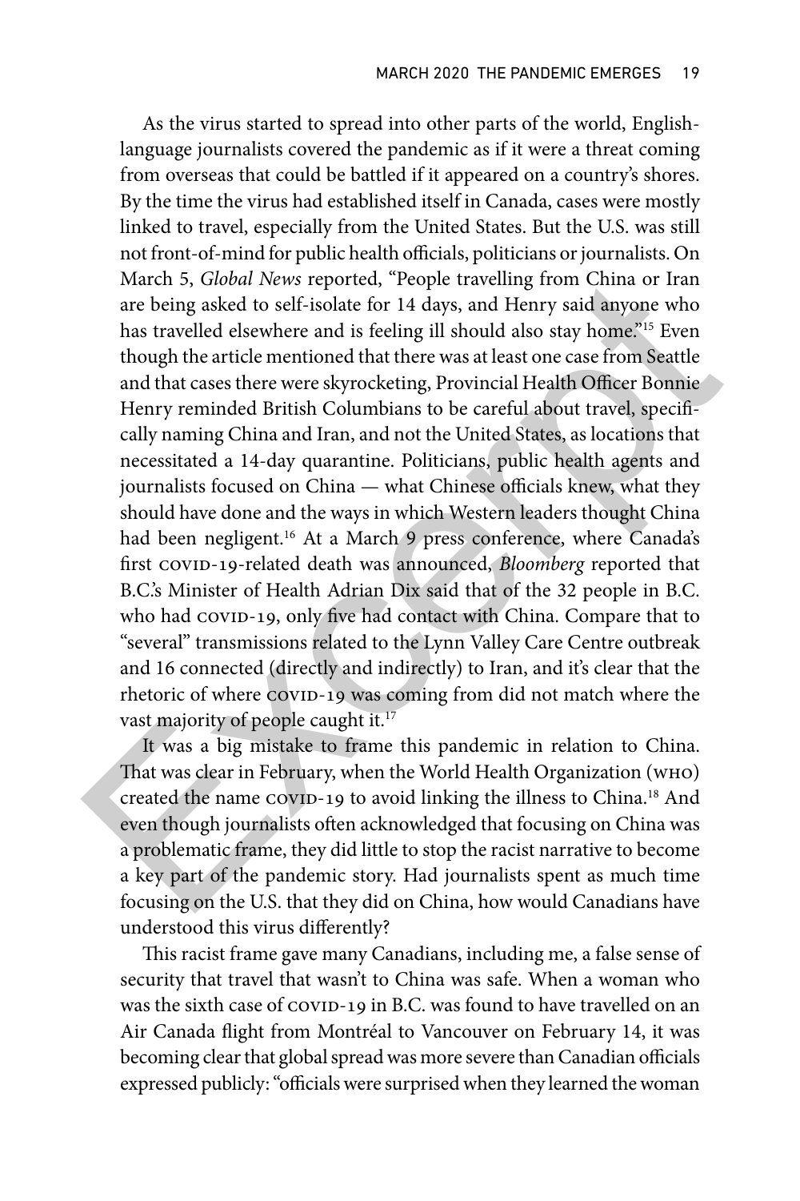As the virus started to spread into other parts of the world, English-language journalists covered the pandemic as if it were a threat coming from overseas that could be battled if it appeared on a country's shores. By the time the virus had established itself in Canada, cases were mostly linked to travel, especially from the United States. But the U.S. was still not front-of-mind for public health officials, politicians or journalists. On March 5, *Global News* reported, "People travelling from China or Iran are being asked to self-isolate for 14 days, and Henry said anyone who has travelled elsewhere and is feeling ill should also stay home."[15] Even though the article mentioned that there was at least one case from Seattle and that cases there were skyrocketing, Provincial Health Officer Bonnie Henry reminded British Columbians to be careful about travel, specifically naming China and Iran, and not the United States, as locations that necessitated a 14-day quarantine. Politicians, public health agents and journalists focused on China — what Chinese officials knew, what they should have done and the ways in which Western leaders thought China had been negligent.[16] At a March 9 press conference, where Canada's first COVID-19-related death was announced, *Bloomberg* reported that B.C.'s Minister of Health Adrian Dix said that of the 32 people in B.C. who had COVID-19, only five had contact with China. Compare that to "several" transmissions related to the Lynn Valley Care Centre outbreak and 16 connected (directly and indirectly) to Iran, and it's clear that the rhetoric of where COVID-19 was coming from did not match where the vast majority of people caught it.[17]

It was a big mistake to frame this pandemic in relation to China. That was clear in February, when the World Health Organization (WHO) created the name COVID-19 to avoid linking the illness to China.[18] And even though journalists often acknowledged that focusing on China was a problematic frame, they did little to stop the racist narrative to become a key part of the pandemic story. Had journalists spent as much time focusing on the U.S. that they did on China, how would Canadians have understood this virus differently?

This racist frame gave many Canadians, including me, a false sense of security that travel that wasn't to China was safe. When a woman who was the sixth case of COVID-19 in B.C. was found to have travelled on an Air Canada flight from Montréal to Vancouver on February 14, it was becoming clear that global spread was more severe than Canadian officials expressed publicly: "officials were surprised when they learned the woman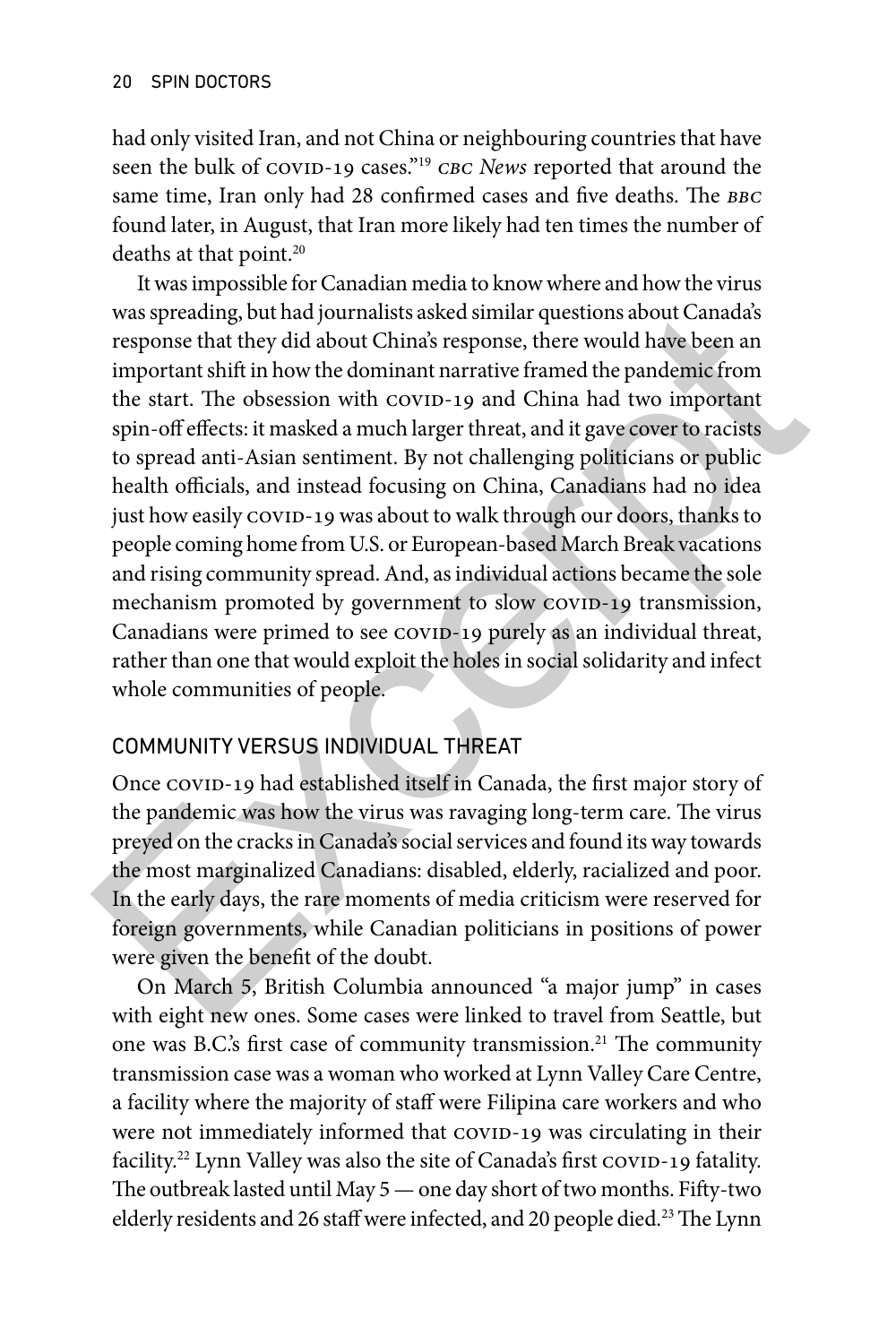had only visited Iran, and not China or neighbouring countries that have seen the bulk of COVID-19 cases."[19] *CBC News* reported that around the same time, Iran only had 28 confirmed cases and five deaths. The *BBC* found later, in August, that Iran more likely had ten times the number of deaths at that point.[20]

It was impossible for Canadian media to know where and how the virus was spreading, but had journalists asked similar questions about Canada's response that they did about China's response, there would have been an important shift in how the dominant narrative framed the pandemic from the start. The obsession with COVID-19 and China had two important spin-off effects: it masked a much larger threat, and it gave cover to racists to spread anti-Asian sentiment. By not challenging politicians or public health officials, and instead focusing on China, Canadians had no idea just how easily COVID-19 was about to walk through our doors, thanks to people coming home from U.S. or European-based March Break vacations and rising community spread. And, as individual actions became the sole mechanism promoted by government to slow COVID-19 transmission, Canadians were primed to see COVID-19 purely as an individual threat, rather than one that would exploit the holes in social solidarity and infect whole communities of people.

## COMMUNITY VERSUS INDIVIDUAL THREAT

Once COVID-19 had established itself in Canada, the first major story of the pandemic was how the virus was ravaging long-term care. The virus preyed on the cracks in Canada's social services and found its way towards the most marginalized Canadians: disabled, elderly, racialized and poor. In the early days, the rare moments of media criticism were reserved for foreign governments, while Canadian politicians in positions of power were given the benefit of the doubt.

On March 5, British Columbia announced "a major jump" in cases with eight new ones. Some cases were linked to travel from Seattle, but one was B.C.'s first case of community transmission.[21] The community transmission case was a woman who worked at Lynn Valley Care Centre, a facility where the majority of staff were Filipina care workers and who were not immediately informed that COVID-19 was circulating in their facility.[22] Lynn Valley was also the site of Canada's first COVID-19 fatality. The outbreak lasted until May 5 — one day short of two months. Fifty-two elderly residents and 26 staff were infected, and 20 people died.[23] The Lynn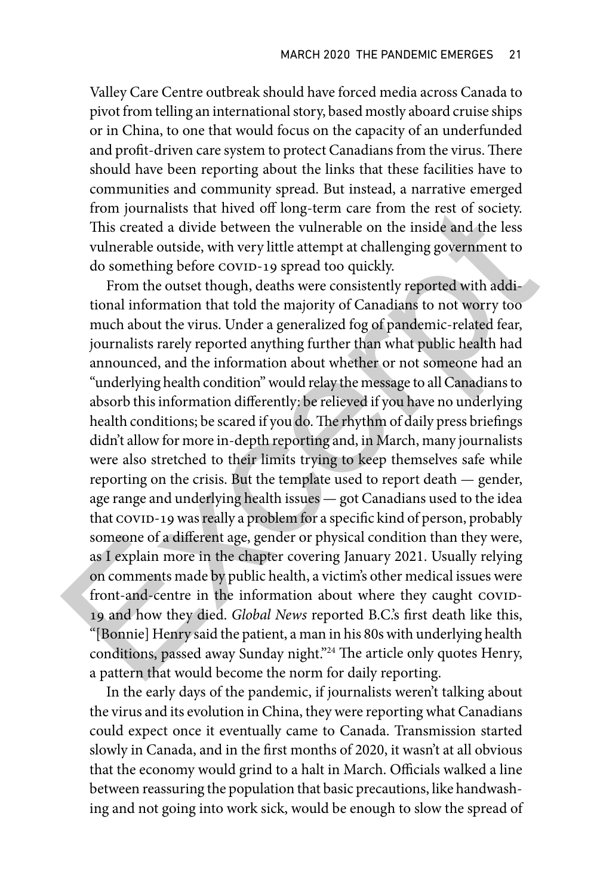Valley Care Centre outbreak should have forced media across Canada to pivot from telling an international story, based mostly aboard cruise ships or in China, to one that would focus on the capacity of an underfunded and profit-driven care system to protect Canadians from the virus. There should have been reporting about the links that these facilities have to communities and community spread. But instead, a narrative emerged from journalists that hived off long-term care from the rest of society. This created a divide between the vulnerable on the inside and the less vulnerable outside, with very little attempt at challenging government to do something before COVID-19 spread too quickly.

From the outset though, deaths were consistently reported with additional information that told the majority of Canadians to not worry too much about the virus. Under a generalized fog of pandemic-related fear, journalists rarely reported anything further than what public health had announced, and the information about whether or not someone had an "underlying health condition" would relay the message to all Canadians to absorb this information differently: be relieved if you have no underlying health conditions; be scared if you do. The rhythm of daily press briefings didn't allow for more in-depth reporting and, in March, many journalists were also stretched to their limits trying to keep themselves safe while reporting on the crisis. But the template used to report death — gender, age range and underlying health issues — got Canadians used to the idea that COVID-19 was really a problem for a specific kind of person, probably someone of a different age, gender or physical condition than they were, as I explain more in the chapter covering January 2021. Usually relying on comments made by public health, a victim's other medical issues were front-and-centre in the information about where they caught COVID-19 and how they died. *Global News* reported B.C.'s first death like this, "[Bonnie] Henry said the patient, a man in his 80s with underlying health conditions, passed away Sunday night."[24] The article only quotes Henry, a pattern that would become the norm for daily reporting.

In the early days of the pandemic, if journalists weren't talking about the virus and its evolution in China, they were reporting what Canadians could expect once it eventually came to Canada. Transmission started slowly in Canada, and in the first months of 2020, it wasn't at all obvious that the economy would grind to a halt in March. Officials walked a line between reassuring the population that basic precautions, like handwashing and not going into work sick, would be enough to slow the spread of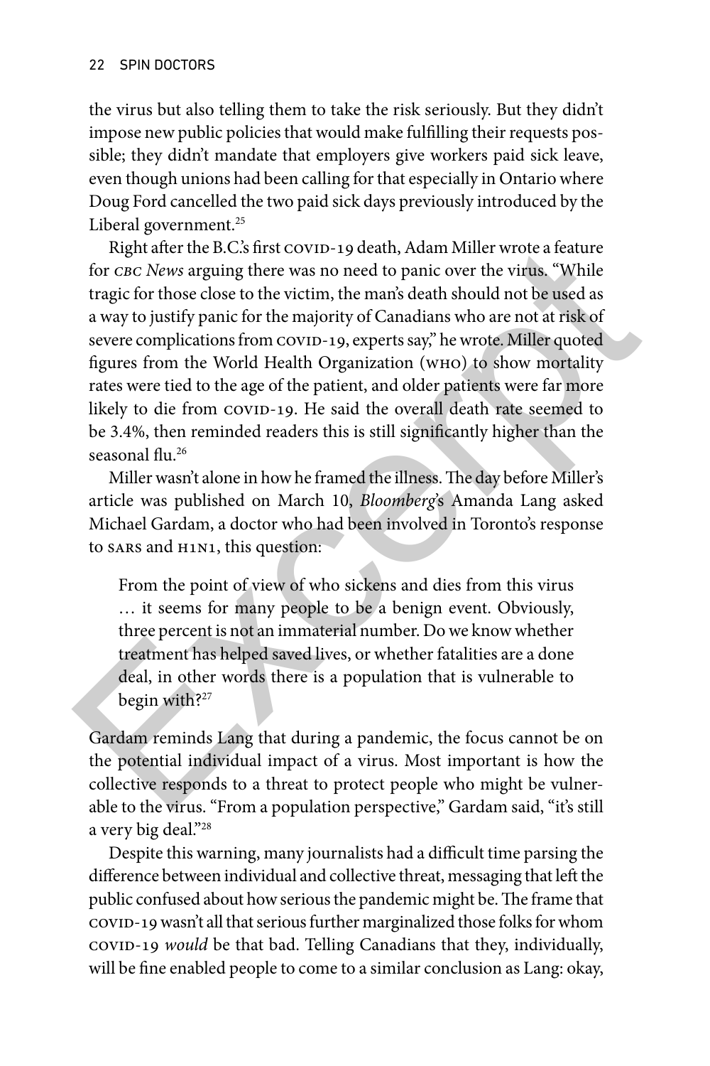the virus but also telling them to take the risk seriously. But they didn't impose new public policies that would make fulfilling their requests possible; they didn't mandate that employers give workers paid sick leave, even though unions had been calling for that especially in Ontario where Doug Ford cancelled the two paid sick days previously introduced by the Liberal government.[25]

Right after the B.C.'s first COVID-19 death, Adam Miller wrote a feature for *CBC News* arguing there was no need to panic over the virus. "While tragic for those close to the victim, the man's death should not be used as a way to justify panic for the majority of Canadians who are not at risk of severe complications from COVID-19, experts say," he wrote. Miller quoted figures from the World Health Organization (WHO) to show mortality rates were tied to the age of the patient, and older patients were far more likely to die from COVID-19. He said the overall death rate seemed to be 3.4%, then reminded readers this is still significantly higher than the seasonal flu.[26]

Miller wasn't alone in how he framed the illness. The day before Miller's article was published on March 10, *Bloomberg*'s Amanda Lang asked Michael Gardam, a doctor who had been involved in Toronto's response to SARS and H1N1, this question:

> From the point of view of who sickens and dies from this virus … it seems for many people to be a benign event. Obviously, three percent is not an immaterial number. Do we know whether treatment has helped saved lives, or whether fatalities are a done deal, in other words there is a population that is vulnerable to begin with?[27]

Gardam reminds Lang that during a pandemic, the focus cannot be on the potential individual impact of a virus. Most important is how the collective responds to a threat to protect people who might be vulnerable to the virus. "From a population perspective," Gardam said, "it's still a very big deal."[28]

Despite this warning, many journalists had a difficult time parsing the difference between individual and collective threat, messaging that left the public confused about how serious the pandemic might be. The frame that COVID-19 wasn't all that serious further marginalized those folks for whom COVID-19 *would* be that bad. Telling Canadians that they, individually, will be fine enabled people to come to a similar conclusion as Lang: okay,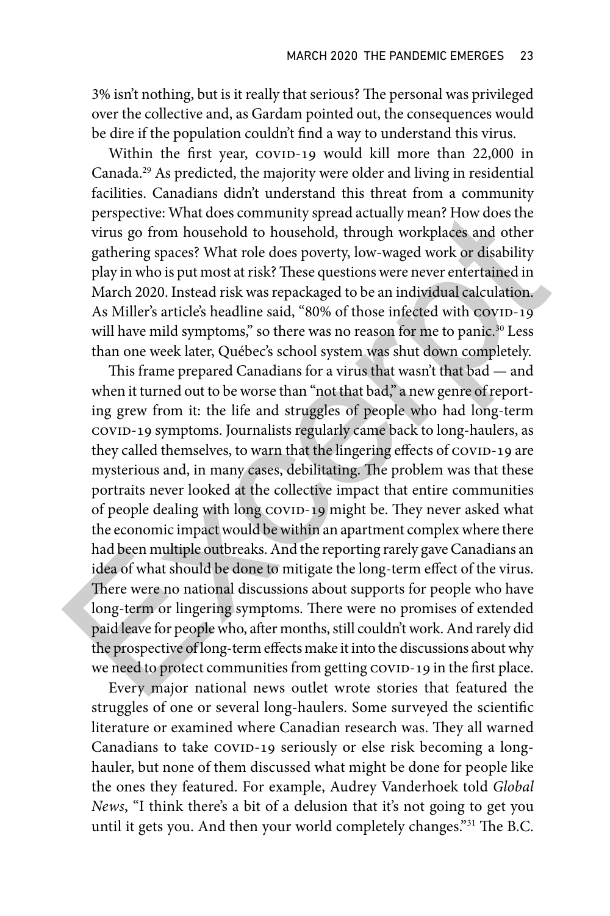3% isn't nothing, but is it really that serious? The personal was privileged over the collective and, as Gardam pointed out, the consequences would be dire if the population couldn't find a way to understand this virus.

Within the first year, COVID-19 would kill more than 22,000 in Canada.[29] As predicted, the majority were older and living in residential facilities. Canadians didn't understand this threat from a community perspective: What does community spread actually mean? How does the virus go from household to household, through workplaces and other gathering spaces? What role does poverty, low-waged work or disability play in who is put most at risk? These questions were never entertained in March 2020. Instead risk was repackaged to be an individual calculation. As Miller's article's headline said, "80% of those infected with COVID-19 will have mild symptoms," so there was no reason for me to panic.[30] Less than one week later, Québec's school system was shut down completely.

This frame prepared Canadians for a virus that wasn't that bad — and when it turned out to be worse than "not that bad," a new genre of reporting grew from it: the life and struggles of people who had long-term COVID-19 symptoms. Journalists regularly came back to long-haulers, as they called themselves, to warn that the lingering effects of COVID-19 are mysterious and, in many cases, debilitating. The problem was that these portraits never looked at the collective impact that entire communities of people dealing with long COVID-19 might be. They never asked what the economic impact would be within an apartment complex where there had been multiple outbreaks. And the reporting rarely gave Canadians an idea of what should be done to mitigate the long-term effect of the virus. There were no national discussions about supports for people who have long-term or lingering symptoms. There were no promises of extended paid leave for people who, after months, still couldn't work. And rarely did the prospective of long-term effects make it into the discussions about why we need to protect communities from getting COVID-19 in the first place.

Every major national news outlet wrote stories that featured the struggles of one or several long-haulers. Some surveyed the scientific literature or examined where Canadian research was. They all warned Canadians to take COVID-19 seriously or else risk becoming a long-hauler, but none of them discussed what might be done for people like the ones they featured. For example, Audrey Vanderhoek told *Global News*, "I think there's a bit of a delusion that it's not going to get you until it gets you. And then your world completely changes."[31] The B.C.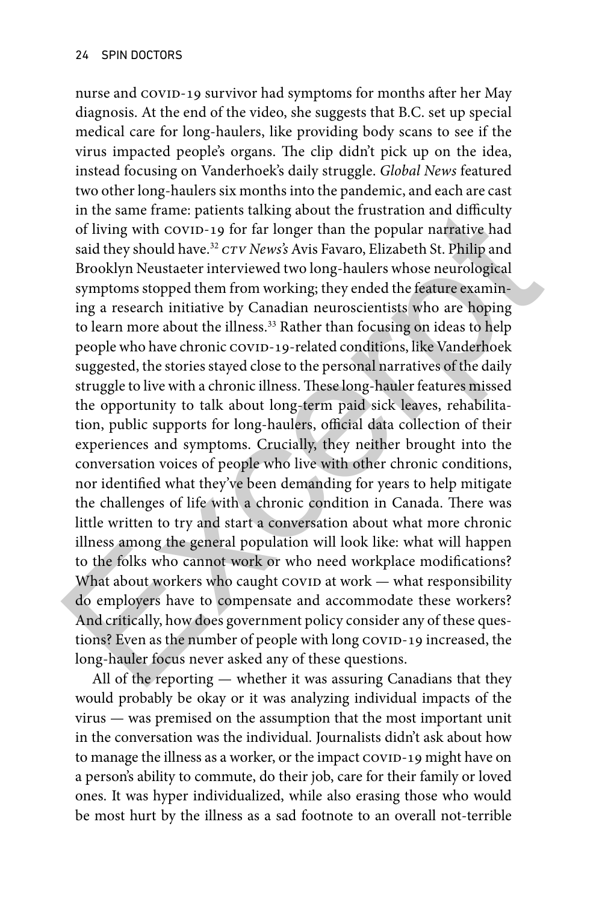nurse and COVID-19 survivor had symptoms for months after her May diagnosis. At the end of the video, she suggests that B.C. set up special medical care for long-haulers, like providing body scans to see if the virus impacted people's organs. The clip didn't pick up on the idea, instead focusing on Vanderhoek's daily struggle. *Global News* featured two other long-haulers six months into the pandemic, and each are cast in the same frame: patients talking about the frustration and difficulty of living with COVID-19 for far longer than the popular narrative had said they should have.[32] *CTV News's* Avis Favaro, Elizabeth St. Philip and Brooklyn Neustaeter interviewed two long-haulers whose neurological symptoms stopped them from working; they ended the feature examining a research initiative by Canadian neuroscientists who are hoping to learn more about the illness.[33] Rather than focusing on ideas to help people who have chronic COVID-19-related conditions, like Vanderhoek suggested, the stories stayed close to the personal narratives of the daily struggle to live with a chronic illness. These long-hauler features missed the opportunity to talk about long-term paid sick leaves, rehabilitation, public supports for long-haulers, official data collection of their experiences and symptoms. Crucially, they neither brought into the conversation voices of people who live with other chronic conditions, nor identified what they've been demanding for years to help mitigate the challenges of life with a chronic condition in Canada. There was little written to try and start a conversation about what more chronic illness among the general population will look like: what will happen to the folks who cannot work or who need workplace modifications? What about workers who caught COVID at work — what responsibility do employers have to compensate and accommodate these workers? And critically, how does government policy consider any of these questions? Even as the number of people with long COVID-19 increased, the long-hauler focus never asked any of these questions.

All of the reporting — whether it was assuring Canadians that they would probably be okay or it was analyzing individual impacts of the virus — was premised on the assumption that the most important unit in the conversation was the individual. Journalists didn't ask about how to manage the illness as a worker, or the impact COVID-19 might have on a person's ability to commute, do their job, care for their family or loved ones. It was hyper individualized, while also erasing those who would be most hurt by the illness as a sad footnote to an overall not-terrible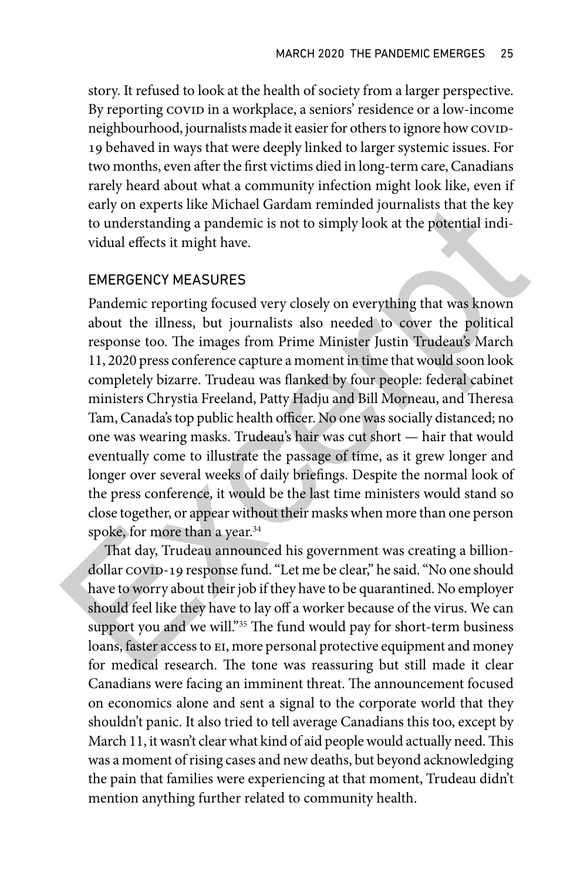story. It refused to look at the health of society from a larger perspective. By reporting COVID in a workplace, a seniors' residence or a low-income neighbourhood, journalists made it easier for others to ignore how COVID-19 behaved in ways that were deeply linked to larger systemic issues. For two months, even after the first victims died in long-term care, Canadians rarely heard about what a community infection might look like, even if early on experts like Michael Gardam reminded journalists that the key to understanding a pandemic is not to simply look at the potential individual effects it might have.

## EMERGENCY MEASURES

Pandemic reporting focused very closely on everything that was known about the illness, but journalists also needed to cover the political response too. The images from Prime Minister Justin Trudeau's March 11, 2020 press conference capture a moment in time that would soon look completely bizarre. Trudeau was flanked by four people: federal cabinet ministers Chrystia Freeland, Patty Hadju and Bill Morneau, and Theresa Tam, Canada's top public health officer. No one was socially distanced; no one was wearing masks. Trudeau's hair was cut short — hair that would eventually come to illustrate the passage of time, as it grew longer and longer over several weeks of daily briefings. Despite the normal look of the press conference, it would be the last time ministers would stand so close together, or appear without their masks when more than one person spoke, for more than a year.[34]

That day, Trudeau announced his government was creating a billion-dollar COVID-19 response fund. "Let me be clear," he said. "No one should have to worry about their job if they have to be quarantined. No employer should feel like they have to lay off a worker because of the virus. We can support you and we will."[35] The fund would pay for short-term business loans, faster access to EI, more personal protective equipment and money for medical research. The tone was reassuring but still made it clear Canadians were facing an imminent threat. The announcement focused on economics alone and sent a signal to the corporate world that they shouldn't panic. It also tried to tell average Canadians this too, except by March 11, it wasn't clear what kind of aid people would actually need. This was a moment of rising cases and new deaths, but beyond acknowledging the pain that families were experiencing at that moment, Trudeau didn't mention anything further related to community health.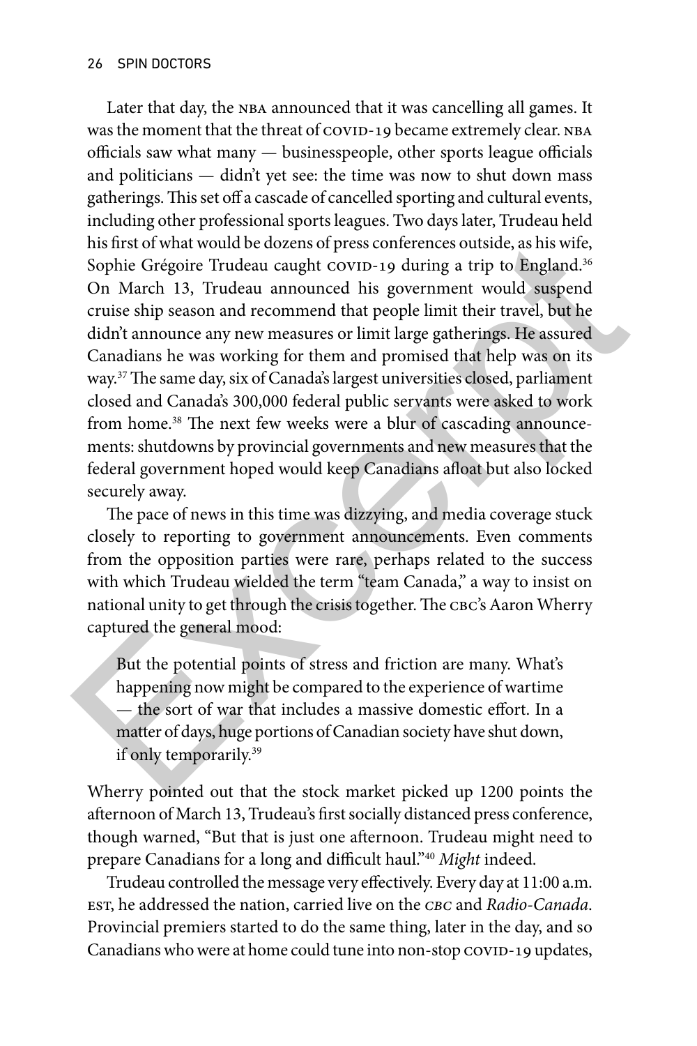Later that day, the NBA announced that it was cancelling all games. It was the moment that the threat of COVID-19 became extremely clear. NBA officials saw what many — businesspeople, other sports league officials and politicians — didn't yet see: the time was now to shut down mass gatherings. This set off a cascade of cancelled sporting and cultural events, including other professional sports leagues. Two days later, Trudeau held his first of what would be dozens of press conferences outside, as his wife, Sophie Grégoire Trudeau caught COVID-19 during a trip to England.[36] On March 13, Trudeau announced his government would suspend cruise ship season and recommend that people limit their travel, but he didn't announce any new measures or limit large gatherings. He assured Canadians he was working for them and promised that help was on its way.[37] The same day, six of Canada's largest universities closed, parliament closed and Canada's 300,000 federal public servants were asked to work from home.[38] The next few weeks were a blur of cascading announcements: shutdowns by provincial governments and new measures that the federal government hoped would keep Canadians afloat but also locked securely away.

The pace of news in this time was dizzying, and media coverage stuck closely to reporting to government announcements. Even comments from the opposition parties were rare, perhaps related to the success with which Trudeau wielded the term "team Canada," a way to insist on national unity to get through the crisis together. The CBC's Aaron Wherry captured the general mood:

> But the potential points of stress and friction are many. What's happening now might be compared to the experience of wartime — the sort of war that includes a massive domestic effort. In a matter of days, huge portions of Canadian society have shut down, if only temporarily.[39]

Wherry pointed out that the stock market picked up 1200 points the afternoon of March 13, Trudeau's first socially distanced press conference, though warned, "But that is just one afternoon. Trudeau might need to prepare Canadians for a long and difficult haul."[40] *Might* indeed.

Trudeau controlled the message very effectively. Every day at 11:00 a.m. EST, he addressed the nation, carried live on the *CBC* and *Radio-Canada*. Provincial premiers started to do the same thing, later in the day, and so Canadians who were at home could tune into non-stop COVID-19 updates,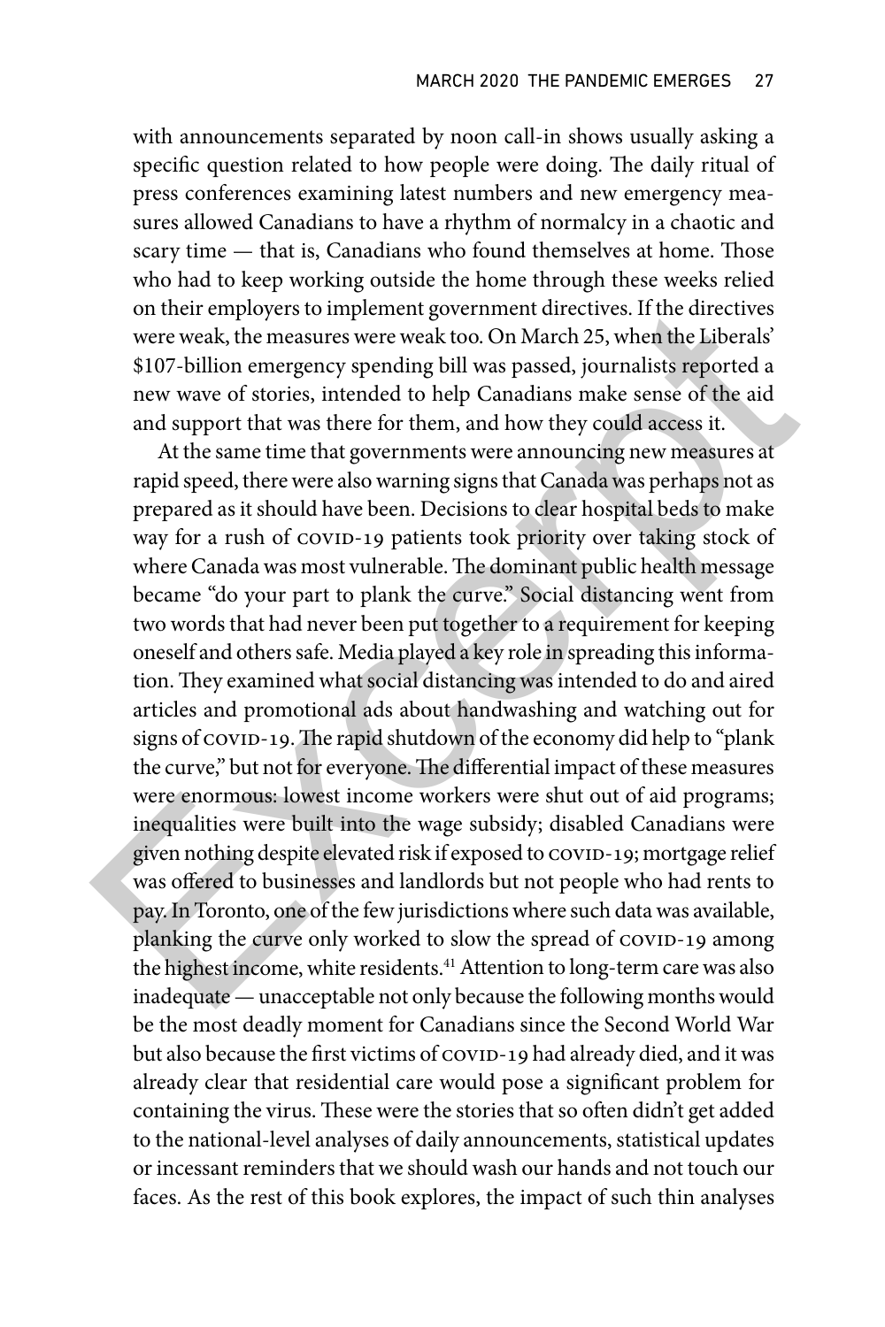with announcements separated by noon call-in shows usually asking a specific question related to how people were doing. The daily ritual of press conferences examining latest numbers and new emergency measures allowed Canadians to have a rhythm of normalcy in a chaotic and scary time — that is, Canadians who found themselves at home. Those who had to keep working outside the home through these weeks relied on their employers to implement government directives. If the directives were weak, the measures were weak too. On March 25, when the Liberals' $107-billion emergency spending bill was passed, journalists reported a new wave of stories, intended to help Canadians make sense of the aid and support that was there for them, and how they could access it.

At the same time that governments were announcing new measures at rapid speed, there were also warning signs that Canada was perhaps not as prepared as it should have been. Decisions to clear hospital beds to make way for a rush of COVID-19 patients took priority over taking stock of where Canada was most vulnerable. The dominant public health message became "do your part to plank the curve." Social distancing went from two words that had never been put together to a requirement for keeping oneself and others safe. Media played a key role in spreading this information. They examined what social distancing was intended to do and aired articles and promotional ads about handwashing and watching out for signs of COVID-19. The rapid shutdown of the economy did help to "plank the curve," but not for everyone. The differential impact of these measures were enormous: lowest income workers were shut out of aid programs; inequalities were built into the wage subsidy; disabled Canadians were given nothing despite elevated risk if exposed to COVID-19; mortgage relief was offered to businesses and landlords but not people who had rents to pay. In Toronto, one of the few jurisdictions where such data was available, planking the curve only worked to slow the spread of COVID-19 among the highest income, white residents.[41] Attention to long-term care was also inadequate — unacceptable not only because the following months would be the most deadly moment for Canadians since the Second World War but also because the first victims of COVID-19 had already died, and it was already clear that residential care would pose a significant problem for containing the virus. These were the stories that so often didn't get added to the national-level analyses of daily announcements, statistical updates or incessant reminders that we should wash our hands and not touch our faces. As the rest of this book explores, the impact of such thin analyses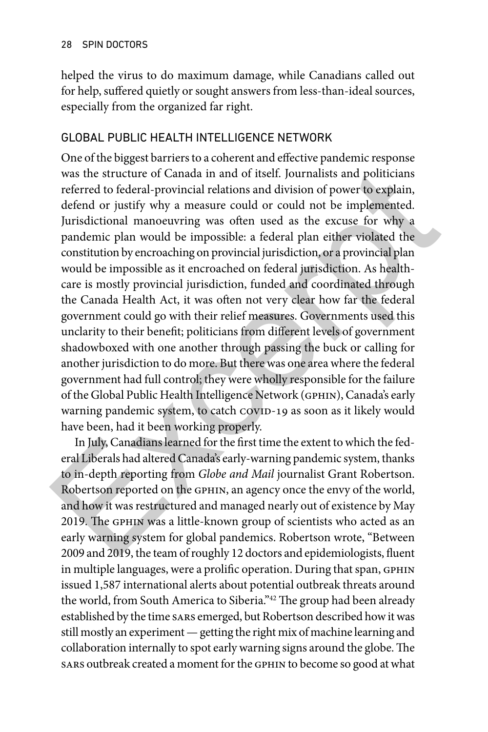helped the virus to do maximum damage, while Canadians called out for help, suffered quietly or sought answers from less-than-ideal sources, especially from the organized far right.

## GLOBAL PUBLIC HEALTH INTELLIGENCE NETWORK

One of the biggest barriers to a coherent and effective pandemic response was the structure of Canada in and of itself. Journalists and politicians referred to federal-provincial relations and division of power to explain, defend or justify why a measure could or could not be implemented. Jurisdictional manoeuvring was often used as the excuse for why a pandemic plan would be impossible: a federal plan either violated the constitution by encroaching on provincial jurisdiction, or a provincial plan would be impossible as it encroached on federal jurisdiction. As healthcare is mostly provincial jurisdiction, funded and coordinated through the Canada Health Act, it was often not very clear how far the federal government could go with their relief measures. Governments used this unclarity to their benefit; politicians from different levels of government shadowboxed with one another through passing the buck or calling for another jurisdiction to do more. But there was one area where the federal government had full control; they were wholly responsible for the failure of the Global Public Health Intelligence Network (GPHIN), Canada's early warning pandemic system, to catch COVID-19 as soon as it likely would have been, had it been working properly.

In July, Canadians learned for the first time the extent to which the federal Liberals had altered Canada's early-warning pandemic system, thanks to in-depth reporting from *Globe and Mail* journalist Grant Robertson. Robertson reported on the GPHIN, an agency once the envy of the world, and how it was restructured and managed nearly out of existence by May 2019. The GPHIN was a little-known group of scientists who acted as an early warning system for global pandemics. Robertson wrote, "Between 2009 and 2019, the team of roughly 12 doctors and epidemiologists, fluent in multiple languages, were a prolific operation. During that span, GPHIN issued 1,587 international alerts about potential outbreak threats around the world, from South America to Siberia."[42] The group had been already established by the time SARS emerged, but Robertson described how it was still mostly an experiment — getting the right mix of machine learning and collaboration internally to spot early warning signs around the globe. The SARS outbreak created a moment for the GPHIN to become so good at what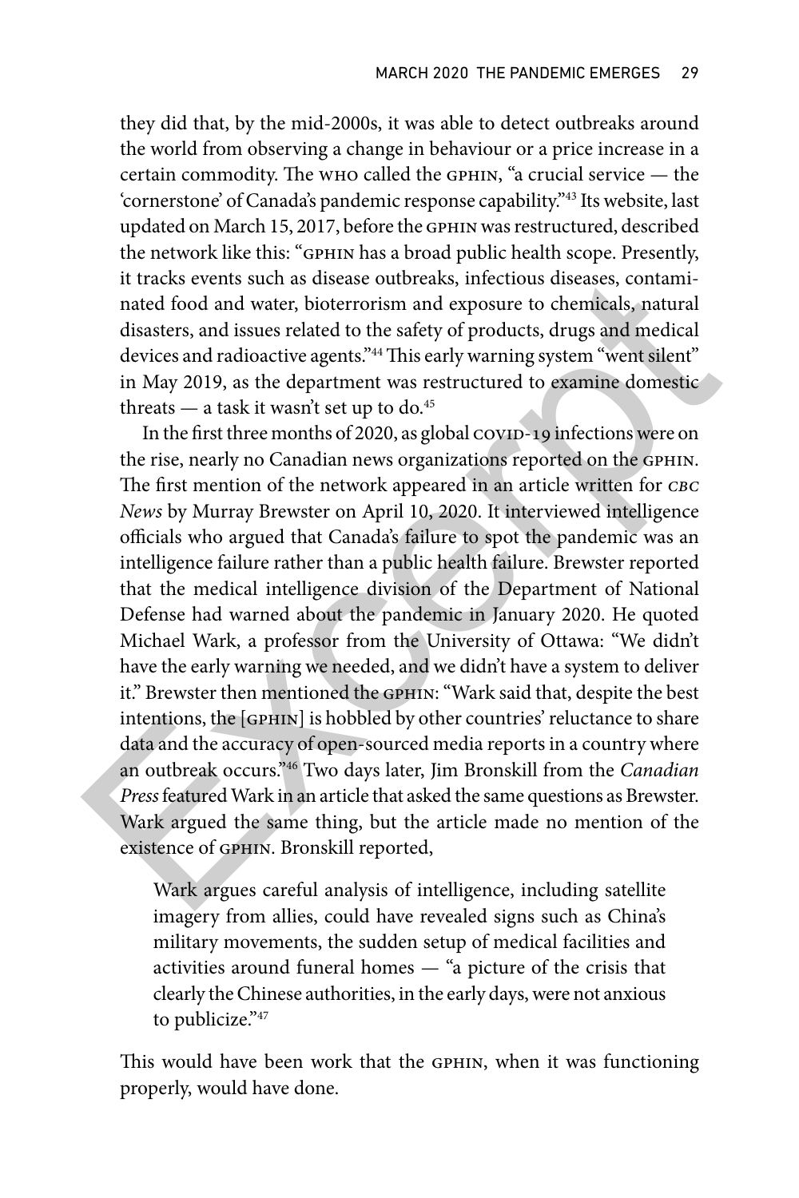they did that, by the mid-2000s, it was able to detect outbreaks around the world from observing a change in behaviour or a price increase in a certain commodity. The WHO called the GPHIN, "a crucial service — the 'cornerstone' of Canada's pandemic response capability."[43] Its website, last updated on March 15, 2017, before the GPHIN was restructured, described the network like this: "GPHIN has a broad public health scope. Presently, it tracks events such as disease outbreaks, infectious diseases, contaminated food and water, bioterrorism and exposure to chemicals, natural disasters, and issues related to the safety of products, drugs and medical devices and radioactive agents."[44] This early warning system "went silent" in May 2019, as the department was restructured to examine domestic threats — a task it wasn't set up to do.[45]

In the first three months of 2020, as global COVID-19 infections were on the rise, nearly no Canadian news organizations reported on the GPHIN. The first mention of the network appeared in an article written for *CBC News* by Murray Brewster on April 10, 2020. It interviewed intelligence officials who argued that Canada's failure to spot the pandemic was an intelligence failure rather than a public health failure. Brewster reported that the medical intelligence division of the Department of National Defense had warned about the pandemic in January 2020. He quoted Michael Wark, a professor from the University of Ottawa: "We didn't have the early warning we needed, and we didn't have a system to deliver it." Brewster then mentioned the GPHIN: "Wark said that, despite the best intentions, the [GPHIN] is hobbled by other countries' reluctance to share data and the accuracy of open-sourced media reports in a country where an outbreak occurs."[46] Two days later, Jim Bronskill from the *Canadian Press* featured Wark in an article that asked the same questions as Brewster. Wark argued the same thing, but the article made no mention of the existence of GPHIN. Bronskill reported,

> Wark argues careful analysis of intelligence, including satellite imagery from allies, could have revealed signs such as China's military movements, the sudden setup of medical facilities and activities around funeral homes — "a picture of the crisis that clearly the Chinese authorities, in the early days, were not anxious to publicize."[47]

This would have been work that the GPHIN, when it was functioning properly, would have done.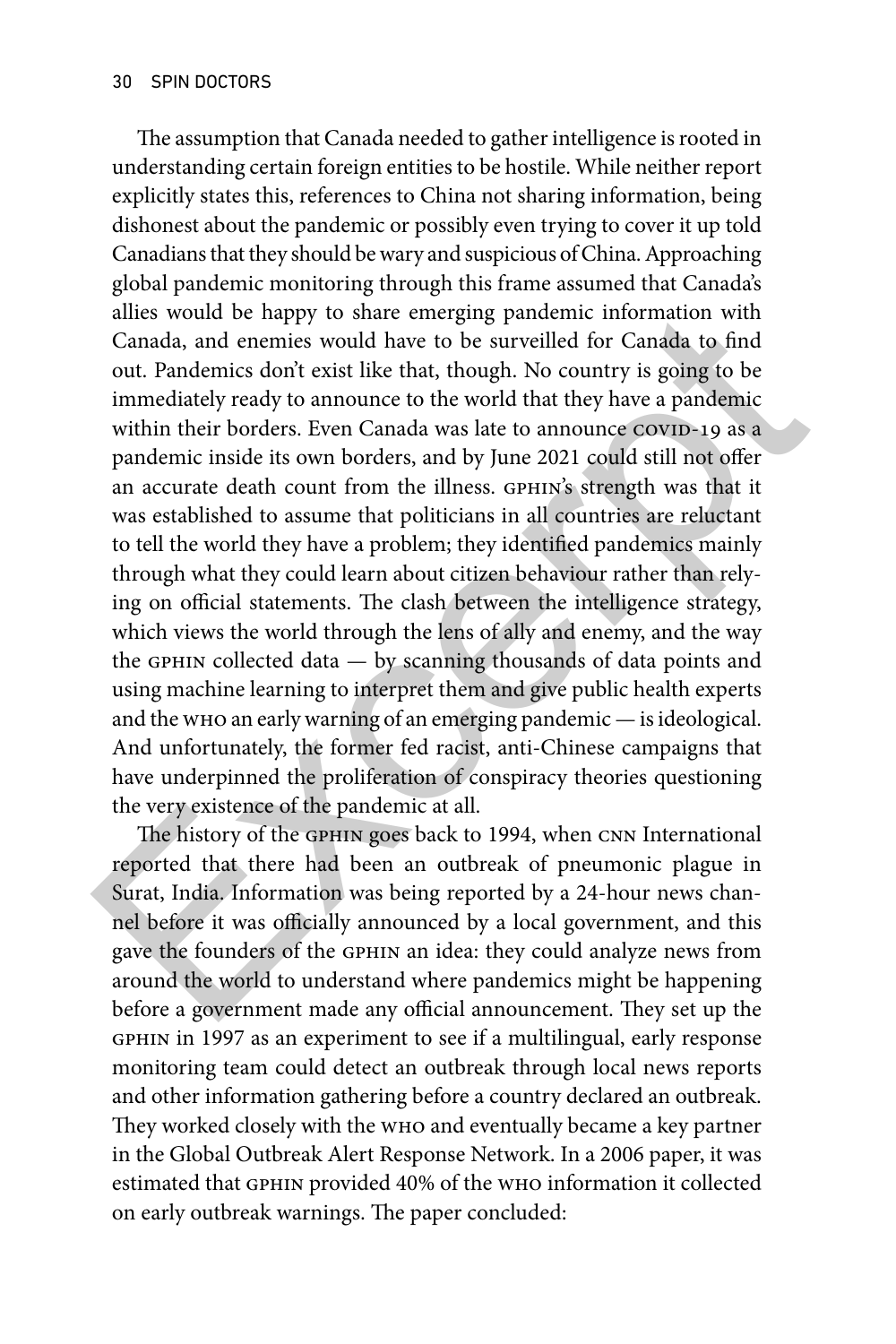The assumption that Canada needed to gather intelligence is rooted in understanding certain foreign entities to be hostile. While neither report explicitly states this, references to China not sharing information, being dishonest about the pandemic or possibly even trying to cover it up told Canadians that they should be wary and suspicious of China. Approaching global pandemic monitoring through this frame assumed that Canada's allies would be happy to share emerging pandemic information with Canada, and enemies would have to be surveilled for Canada to find out. Pandemics don't exist like that, though. No country is going to be immediately ready to announce to the world that they have a pandemic within their borders. Even Canada was late to announce COVID-19 as a pandemic inside its own borders, and by June 2021 could still not offer an accurate death count from the illness. GPHIN's strength was that it was established to assume that politicians in all countries are reluctant to tell the world they have a problem; they identified pandemics mainly through what they could learn about citizen behaviour rather than relying on official statements. The clash between the intelligence strategy, which views the world through the lens of ally and enemy, and the way the GPHIN collected data — by scanning thousands of data points and using machine learning to interpret them and give public health experts and the WHO an early warning of an emerging pandemic — is ideological. And unfortunately, the former fed racist, anti-Chinese campaigns that have underpinned the proliferation of conspiracy theories questioning the very existence of the pandemic at all.

The history of the GPHIN goes back to 1994, when CNN International reported that there had been an outbreak of pneumonic plague in Surat, India. Information was being reported by a 24-hour news channel before it was officially announced by a local government, and this gave the founders of the GPHIN an idea: they could analyze news from around the world to understand where pandemics might be happening before a government made any official announcement. They set up the GPHIN in 1997 as an experiment to see if a multilingual, early response monitoring team could detect an outbreak through local news reports and other information gathering before a country declared an outbreak. They worked closely with the WHO and eventually became a key partner in the Global Outbreak Alert Response Network. In a 2006 paper, it was estimated that GPHIN provided 40% of the WHO information it collected on early outbreak warnings. The paper concluded: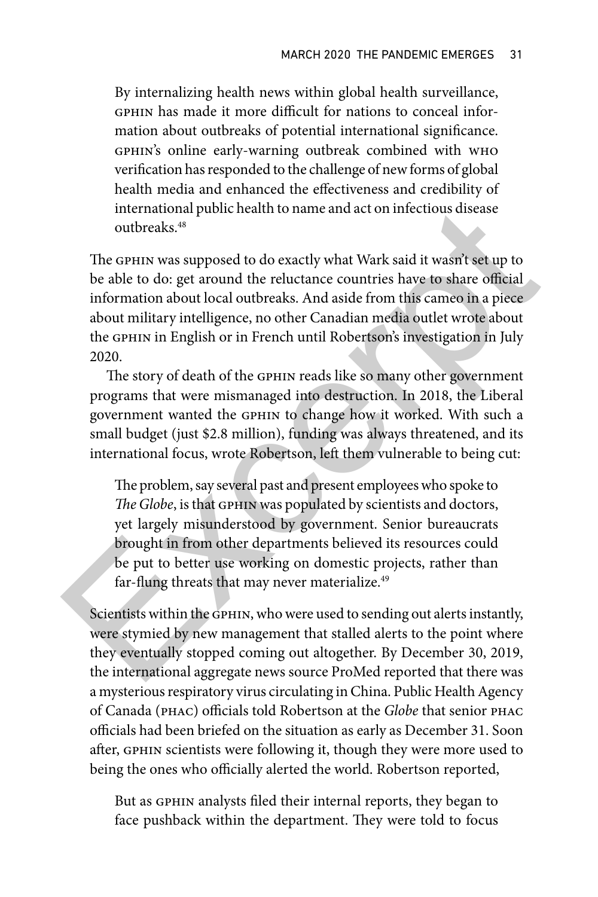> By internalizing health news within global health surveillance, GPHIN has made it more difficult for nations to conceal information about outbreaks of potential international significance. GPHIN's online early-warning outbreak combined with WHO verification has responded to the challenge of new forms of global health media and enhanced the effectiveness and credibility of international public health to name and act on infectious disease outbreaks.[48]

The GPHIN was supposed to do exactly what Wark said it wasn't set up to be able to do: get around the reluctance countries have to share official information about local outbreaks. And aside from this cameo in a piece about military intelligence, no other Canadian media outlet wrote about the GPHIN in English or in French until Robertson's investigation in July 2020.

The story of death of the GPHIN reads like so many other government programs that were mismanaged into destruction. In 2018, the Liberal government wanted the GPHIN to change how it worked. With such a small budget (just $2.8 million), funding was always threatened, and its international focus, wrote Robertson, left them vulnerable to being cut:

> The problem, say several past and present employees who spoke to *The Globe*, is that GPHIN was populated by scientists and doctors, yet largely misunderstood by government. Senior bureaucrats brought in from other departments believed its resources could be put to better use working on domestic projects, rather than far-flung threats that may never materialize.[49]

Scientists within the GPHIN, who were used to sending out alerts instantly, were stymied by new management that stalled alerts to the point where they eventually stopped coming out altogether. By December 30, 2019, the international aggregate news source ProMed reported that there was a mysterious respiratory virus circulating in China. Public Health Agency of Canada (PHAC) officials told Robertson at the *Globe* that senior PHAC officials had been briefed on the situation as early as December 31. Soon after, GPHIN scientists were following it, though they were more used to being the ones who officially alerted the world. Robertson reported,

> But as GPHIN analysts filed their internal reports, they began to face pushback within the department. They were told to focus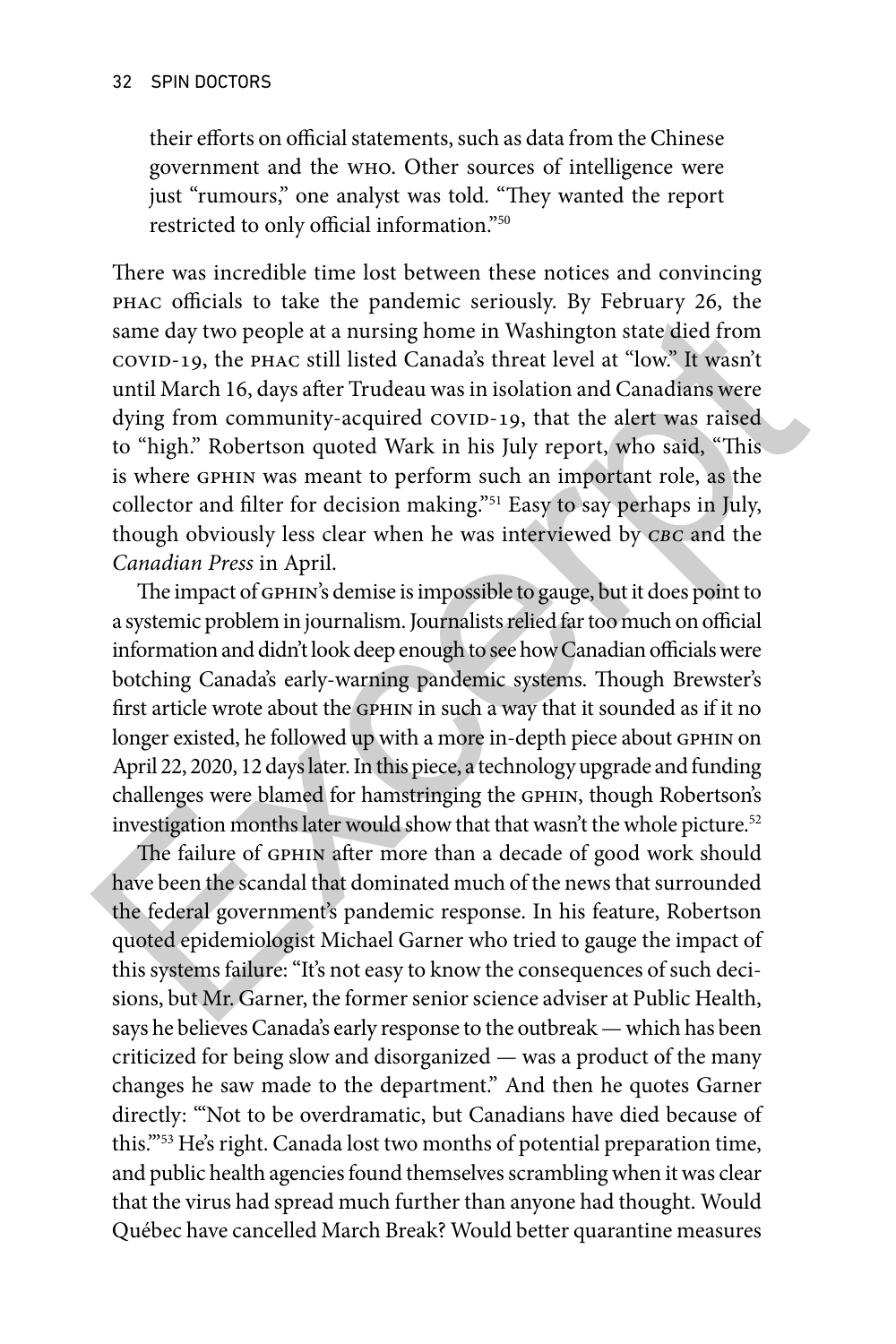their efforts on official statements, such as data from the Chinese government and the WHO. Other sources of intelligence were just "rumours," one analyst was told. "They wanted the report restricted to only official information."[50]

There was incredible time lost between these notices and convincing PHAC officials to take the pandemic seriously. By February 26, the same day two people at a nursing home in Washington state died from COVID-19, the PHAC still listed Canada's threat level at "low." It wasn't until March 16, days after Trudeau was in isolation and Canadians were dying from community-acquired COVID-19, that the alert was raised to "high." Robertson quoted Wark in his July report, who said, "This is where GPHIN was meant to perform such an important role, as the collector and filter for decision making."[51] Easy to say perhaps in July, though obviously less clear when he was interviewed by *CBC* and the *Canadian Press* in April.

The impact of GPHIN's demise is impossible to gauge, but it does point to a systemic problem in journalism. Journalists relied far too much on official information and didn't look deep enough to see how Canadian officials were botching Canada's early-warning pandemic systems. Though Brewster's first article wrote about the GPHIN in such a way that it sounded as if it no longer existed, he followed up with a more in-depth piece about GPHIN on April 22, 2020, 12 days later. In this piece, a technology upgrade and funding challenges were blamed for hamstringing the GPHIN, though Robertson's investigation months later would show that that wasn't the whole picture.[52]

The failure of GPHIN after more than a decade of good work should have been the scandal that dominated much of the news that surrounded the federal government's pandemic response. In his feature, Robertson quoted epidemiologist Michael Garner who tried to gauge the impact of this systems failure: "It's not easy to know the consequences of such decisions, but Mr. Garner, the former senior science adviser at Public Health, says he believes Canada's early response to the outbreak — which has been criticized for being slow and disorganized — was a product of the many changes he saw made to the department." And then he quotes Garner directly: "'Not to be overdramatic, but Canadians have died because of this.'"[53] He's right. Canada lost two months of potential preparation time, and public health agencies found themselves scrambling when it was clear that the virus had spread much further than anyone had thought. Would Québec have cancelled March Break? Would better quarantine measures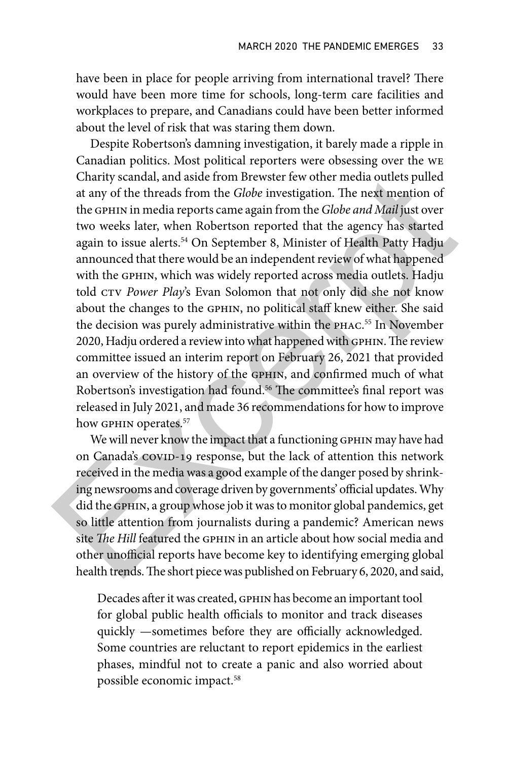have been in place for people arriving from international travel? There would have been more time for schools, long-term care facilities and workplaces to prepare, and Canadians could have been better informed about the level of risk that was staring them down.

Despite Robertson's damning investigation, it barely made a ripple in Canadian politics. Most political reporters were obsessing over the WE Charity scandal, and aside from Brewster few other media outlets pulled at any of the threads from the *Globe* investigation. The next mention of the GPHIN in media reports came again from the *Globe and Mail* just over two weeks later, when Robertson reported that the agency has started again to issue alerts.[54] On September 8, Minister of Health Patty Hadju announced that there would be an independent review of what happened with the GPHIN, which was widely reported across media outlets. Hadju told CTV *Power Play*'s Evan Solomon that not only did she not know about the changes to the GPHIN, no political staff knew either. She said the decision was purely administrative within the PHAC.[55] In November 2020, Hadju ordered a review into what happened with GPHIN. The review committee issued an interim report on February 26, 2021 that provided an overview of the history of the GPHIN, and confirmed much of what Robertson's investigation had found.[56] The committee's final report was released in July 2021, and made 36 recommendations for how to improve how GPHIN operates.[57]

We will never know the impact that a functioning GPHIN may have had on Canada's COVID-19 response, but the lack of attention this network received in the media was a good example of the danger posed by shrinking newsrooms and coverage driven by governments' official updates. Why did the GPHIN, a group whose job it was to monitor global pandemics, get so little attention from journalists during a pandemic? American news site *The Hill* featured the GPHIN in an article about how social media and other unofficial reports have become key to identifying emerging global health trends. The short piece was published on February 6, 2020, and said,

> Decades after it was created, GPHIN has become an important tool for global public health officials to monitor and track diseases quickly —sometimes before they are officially acknowledged. Some countries are reluctant to report epidemics in the earliest phases, mindful not to create a panic and also worried about possible economic impact.[58]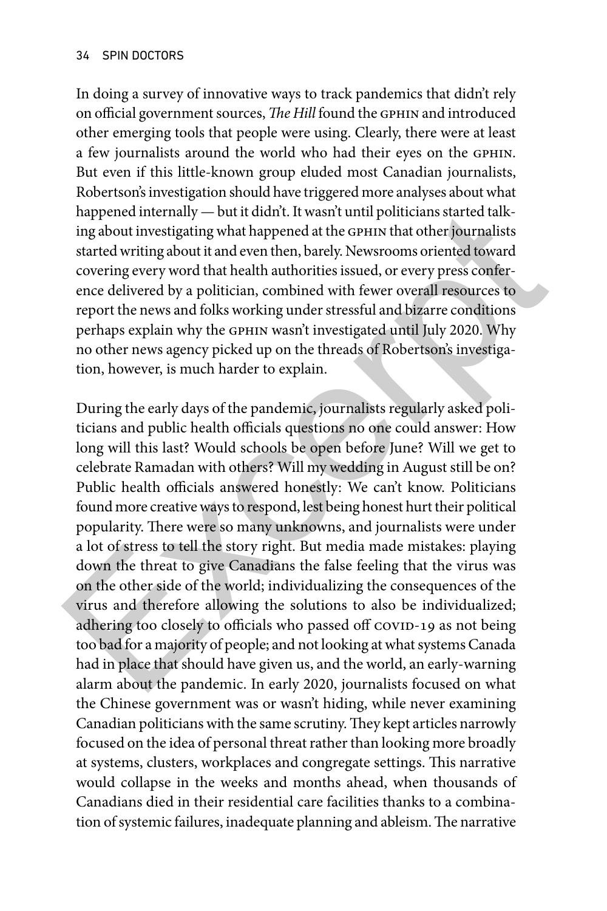In doing a survey of innovative ways to track pandemics that didn't rely on official government sources, *The Hill* found the GPHIN and introduced other emerging tools that people were using. Clearly, there were at least a few journalists around the world who had their eyes on the GPHIN. But even if this little-known group eluded most Canadian journalists, Robertson's investigation should have triggered more analyses about what happened internally — but it didn't. It wasn't until politicians started talking about investigating what happened at the GPHIN that other journalists started writing about it and even then, barely. Newsrooms oriented toward covering every word that health authorities issued, or every press conference delivered by a politician, combined with fewer overall resources to report the news and folks working under stressful and bizarre conditions perhaps explain why the GPHIN wasn't investigated until July 2020. Why no other news agency picked up on the threads of Robertson's investigation, however, is much harder to explain.

During the early days of the pandemic, journalists regularly asked politicians and public health officials questions no one could answer: How long will this last? Would schools be open before June? Will we get to celebrate Ramadan with others? Will my wedding in August still be on? Public health officials answered honestly: We can't know. Politicians found more creative ways to respond, lest being honest hurt their political popularity. There were so many unknowns, and journalists were under a lot of stress to tell the story right. But media made mistakes: playing down the threat to give Canadians the false feeling that the virus was on the other side of the world; individualizing the consequences of the virus and therefore allowing the solutions to also be individualized; adhering too closely to officials who passed off COVID-19 as not being too bad for a majority of people; and not looking at what systems Canada had in place that should have given us, and the world, an early-warning alarm about the pandemic. In early 2020, journalists focused on what the Chinese government was or wasn't hiding, while never examining Canadian politicians with the same scrutiny. They kept articles narrowly focused on the idea of personal threat rather than looking more broadly at systems, clusters, workplaces and congregate settings. This narrative would collapse in the weeks and months ahead, when thousands of Canadians died in their residential care facilities thanks to a combination of systemic failures, inadequate planning and ableism. The narrative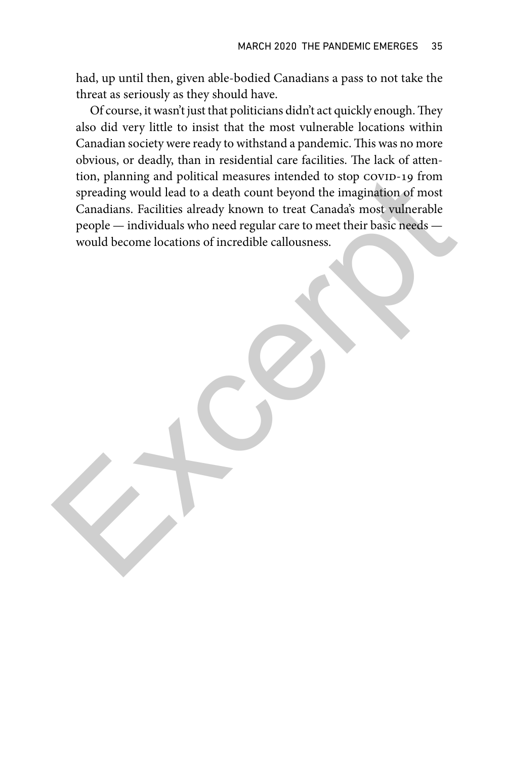had, up until then, given able-bodied Canadians a pass to not take the threat as seriously as they should have.

Of course, it wasn't just that politicians didn't act quickly enough. They also did very little to insist that the most vulnerable locations within Canadian society were ready to withstand a pandemic. This was no more obvious, or deadly, than in residential care facilities. The lack of attention, planning and political measures intended to stop COVID-19 from spreading would lead to a death count beyond the imagination of most Canadians. Facilities already known to treat Canada's most vulnerable people — individuals who need regular care to meet their basic needs — would become locations of incredible callousness.